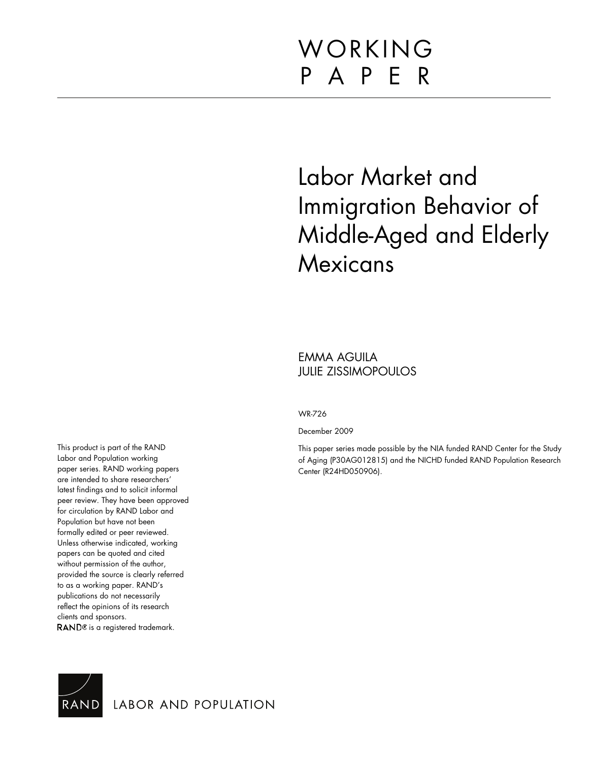# WORKING PAPER

# Labor Market and Immigration Behavior of Middle-Aged and Elderly Mexicans

EMMA AGUILA
JULIE ZISSIMOPOULOS

WR-726

December 2009

This paper series made possible by the NIA funded RAND Center for the Study of Aging (P30AG012815) and the NICHD funded RAND Population Research Center (R24HD050906).

This product is part of the RAND Labor and Population working paper series. RAND working papers are intended to share researchers' latest findings and to solicit informal peer review. They have been approved for circulation by RAND Labor and Population but have not been formally edited or peer reviewed. Unless otherwise indicated, working papers can be quoted and cited without permission of the author, provided the source is clearly referred to as a working paper. RAND's publications do not necessarily reflect the opinions of its research clients and sponsors.
RAND® is a registered trademark.

RAND LABOR AND POPULATION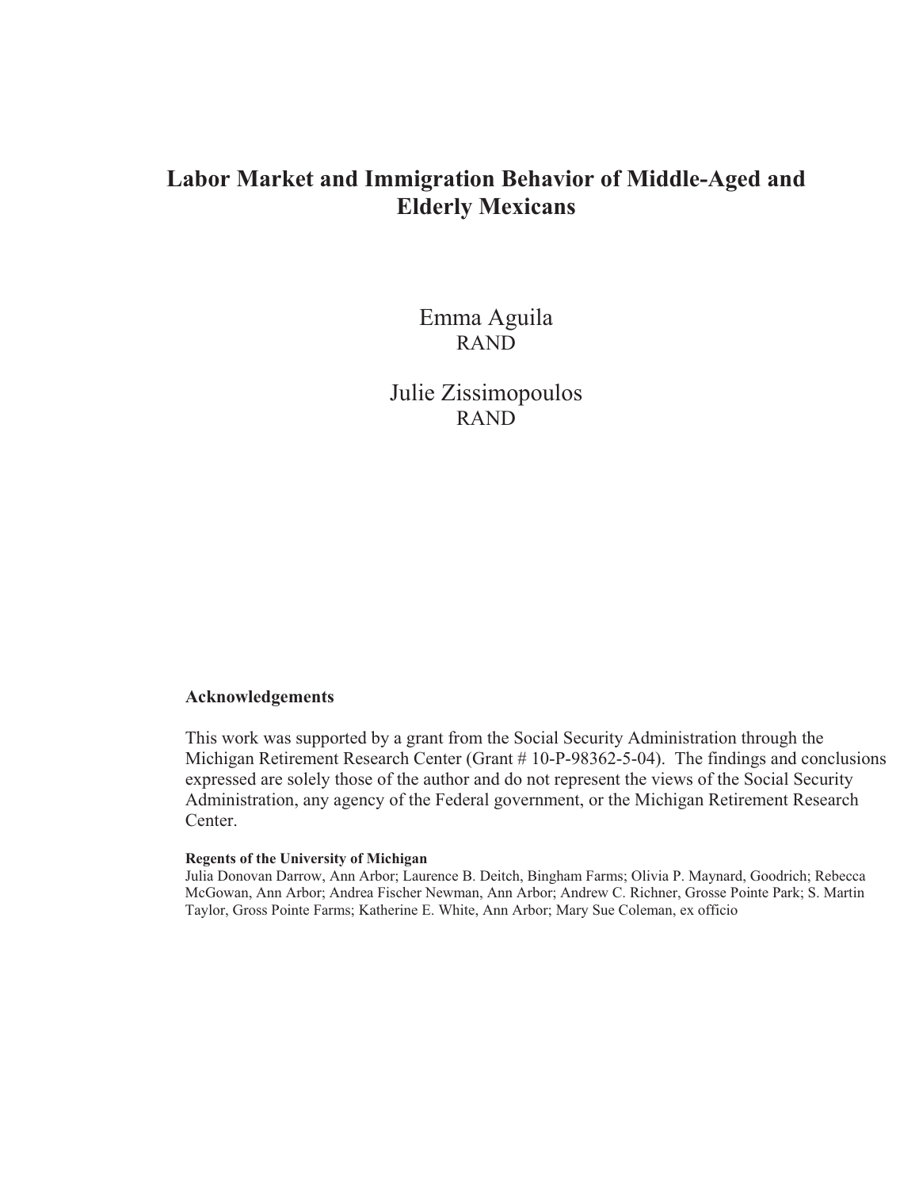# Labor Market and Immigration Behavior of Middle-Aged and Elderly Mexicans

Emma Aguila
RAND

Julie Zissimopoulos
RAND

**Acknowledgements**

This work was supported by a grant from the Social Security Administration through the Michigan Retirement Research Center (Grant # 10-P-98362-5-04). The findings and conclusions expressed are solely those of the author and do not represent the views of the Social Security Administration, any agency of the Federal government, or the Michigan Retirement Research Center.

**Regents of the University of Michigan**
Julia Donovan Darrow, Ann Arbor; Laurence B. Deitch, Bingham Farms; Olivia P. Maynard, Goodrich; Rebecca McGowan, Ann Arbor; Andrea Fischer Newman, Ann Arbor; Andrew C. Richner, Grosse Pointe Park; S. Martin Taylor, Gross Pointe Farms; Katherine E. White, Ann Arbor; Mary Sue Coleman, ex officio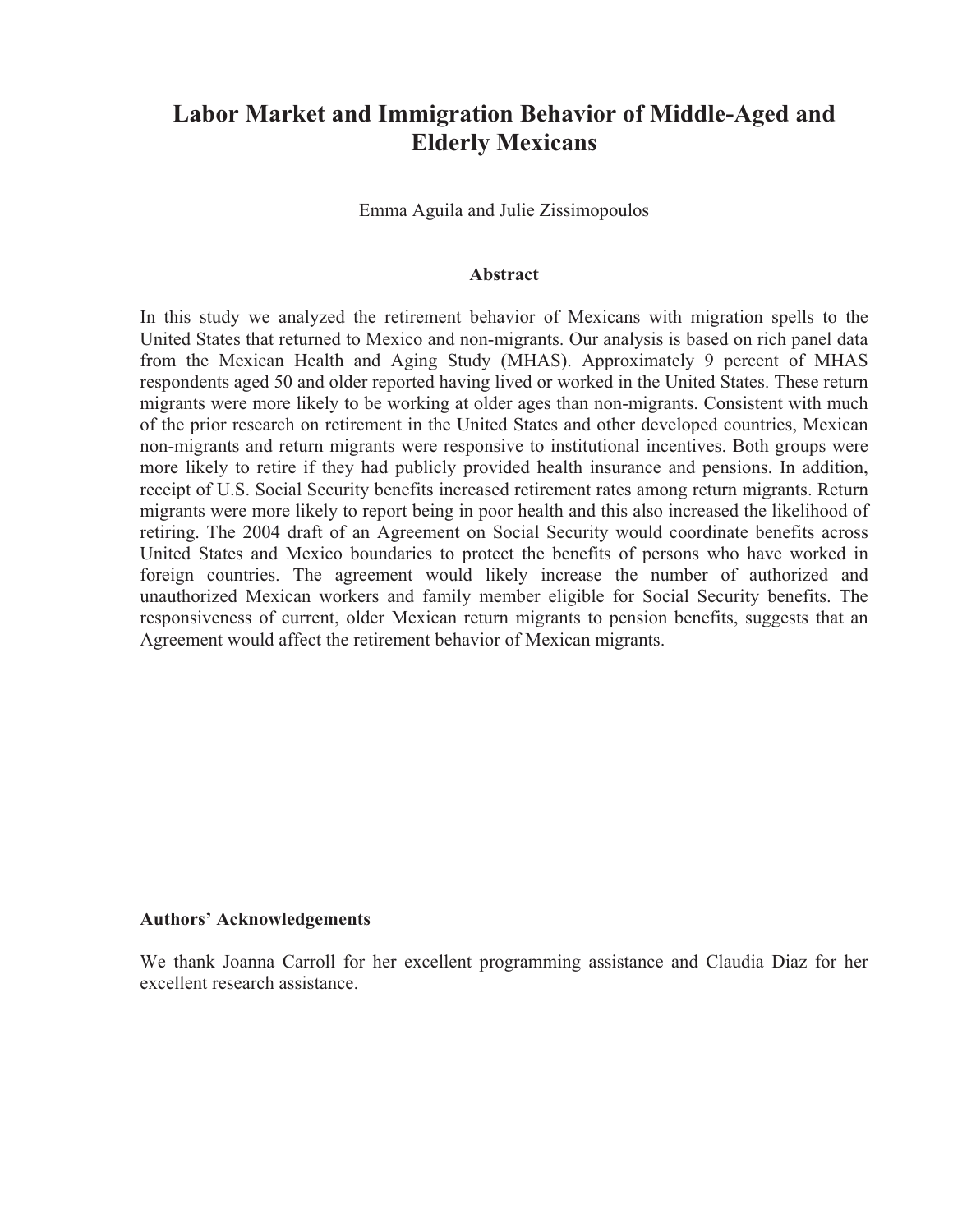# Labor Market and Immigration Behavior of Middle-Aged and Elderly Mexicans

Emma Aguila and Julie Zissimopoulos

### Abstract

In this study we analyzed the retirement behavior of Mexicans with migration spells to the United States that returned to Mexico and non-migrants. Our analysis is based on rich panel data from the Mexican Health and Aging Study (MHAS). Approximately 9 percent of MHAS respondents aged 50 and older reported having lived or worked in the United States. These return migrants were more likely to be working at older ages than non-migrants. Consistent with much of the prior research on retirement in the United States and other developed countries, Mexican non-migrants and return migrants were responsive to institutional incentives. Both groups were more likely to retire if they had publicly provided health insurance and pensions. In addition, receipt of U.S. Social Security benefits increased retirement rates among return migrants. Return migrants were more likely to report being in poor health and this also increased the likelihood of retiring. The 2004 draft of an Agreement on Social Security would coordinate benefits across United States and Mexico boundaries to protect the benefits of persons who have worked in foreign countries. The agreement would likely increase the number of authorized and unauthorized Mexican workers and family member eligible for Social Security benefits. The responsiveness of current, older Mexican return migrants to pension benefits, suggests that an Agreement would affect the retirement behavior of Mexican migrants.

**Authors' Acknowledgements**

We thank Joanna Carroll for her excellent programming assistance and Claudia Diaz for her excellent research assistance.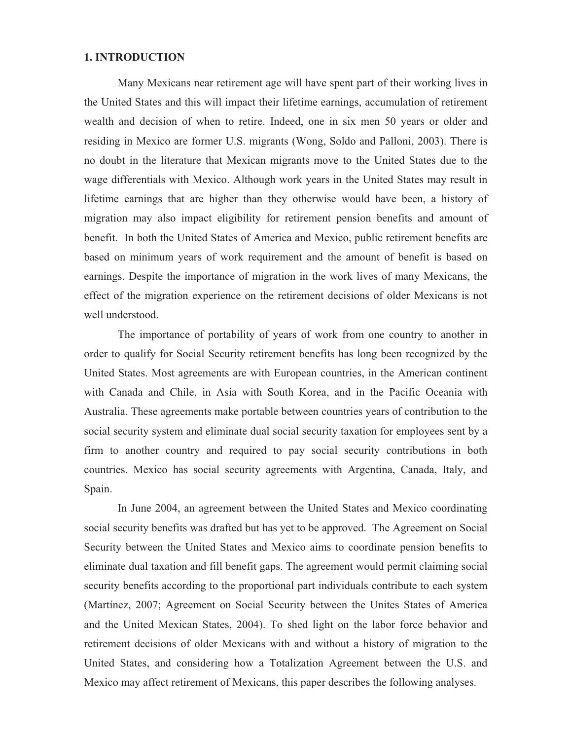## 1. INTRODUCTION

Many Mexicans near retirement age will have spent part of their working lives in the United States and this will impact their lifetime earnings, accumulation of retirement wealth and decision of when to retire. Indeed, one in six men 50 years or older and residing in Mexico are former U.S. migrants (Wong, Soldo and Palloni, 2003). There is no doubt in the literature that Mexican migrants move to the United States due to the wage differentials with Mexico. Although work years in the United States may result in lifetime earnings that are higher than they otherwise would have been, a history of migration may also impact eligibility for retirement pension benefits and amount of benefit. In both the United States of America and Mexico, public retirement benefits are based on minimum years of work requirement and the amount of benefit is based on earnings. Despite the importance of migration in the work lives of many Mexicans, the effect of the migration experience on the retirement decisions of older Mexicans is not well understood.

The importance of portability of years of work from one country to another in order to qualify for Social Security retirement benefits has long been recognized by the United States. Most agreements are with European countries, in the American continent with Canada and Chile, in Asia with South Korea, and in the Pacific Oceania with Australia. These agreements make portable between countries years of contribution to the social security system and eliminate dual social security taxation for employees sent by a firm to another country and required to pay social security contributions in both countries. Mexico has social security agreements with Argentina, Canada, Italy, and Spain.

In June 2004, an agreement between the United States and Mexico coordinating social security benefits was drafted but has yet to be approved. The Agreement on Social Security between the United States and Mexico aims to coordinate pension benefits to eliminate dual taxation and fill benefit gaps. The agreement would permit claiming social security benefits according to the proportional part individuals contribute to each system (Martínez, 2007; Agreement on Social Security between the Unites States of America and the United Mexican States, 2004). To shed light on the labor force behavior and retirement decisions of older Mexicans with and without a history of migration to the United States, and considering how a Totalization Agreement between the U.S. and Mexico may affect retirement of Mexicans, this paper describes the following analyses.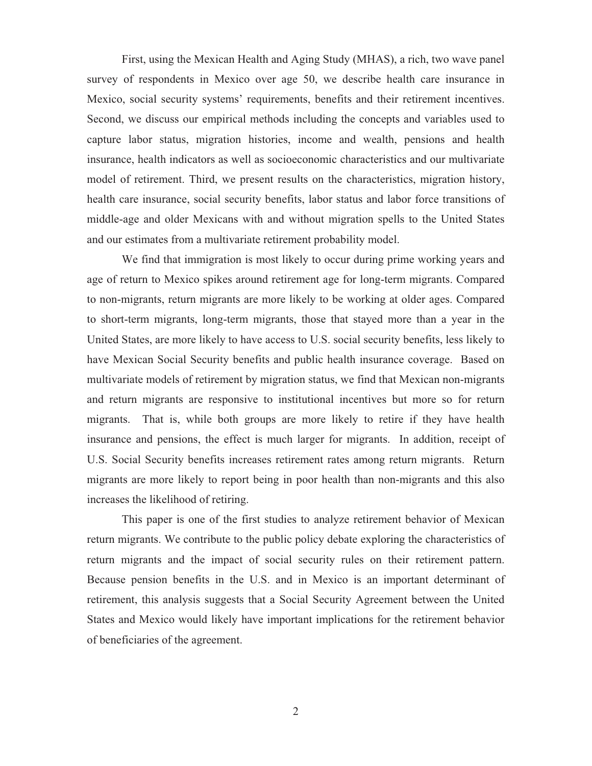First, using the Mexican Health and Aging Study (MHAS), a rich, two wave panel survey of respondents in Mexico over age 50, we describe health care insurance in Mexico, social security systems' requirements, benefits and their retirement incentives. Second, we discuss our empirical methods including the concepts and variables used to capture labor status, migration histories, income and wealth, pensions and health insurance, health indicators as well as socioeconomic characteristics and our multivariate model of retirement. Third, we present results on the characteristics, migration history, health care insurance, social security benefits, labor status and labor force transitions of middle-age and older Mexicans with and without migration spells to the United States and our estimates from a multivariate retirement probability model.

We find that immigration is most likely to occur during prime working years and age of return to Mexico spikes around retirement age for long-term migrants. Compared to non-migrants, return migrants are more likely to be working at older ages. Compared to short-term migrants, long-term migrants, those that stayed more than a year in the United States, are more likely to have access to U.S. social security benefits, less likely to have Mexican Social Security benefits and public health insurance coverage. Based on multivariate models of retirement by migration status, we find that Mexican non-migrants and return migrants are responsive to institutional incentives but more so for return migrants. That is, while both groups are more likely to retire if they have health insurance and pensions, the effect is much larger for migrants. In addition, receipt of U.S. Social Security benefits increases retirement rates among return migrants. Return migrants are more likely to report being in poor health than non-migrants and this also increases the likelihood of retiring.

This paper is one of the first studies to analyze retirement behavior of Mexican return migrants. We contribute to the public policy debate exploring the characteristics of return migrants and the impact of social security rules on their retirement pattern. Because pension benefits in the U.S. and in Mexico is an important determinant of retirement, this analysis suggests that a Social Security Agreement between the United States and Mexico would likely have important implications for the retirement behavior of beneficiaries of the agreement.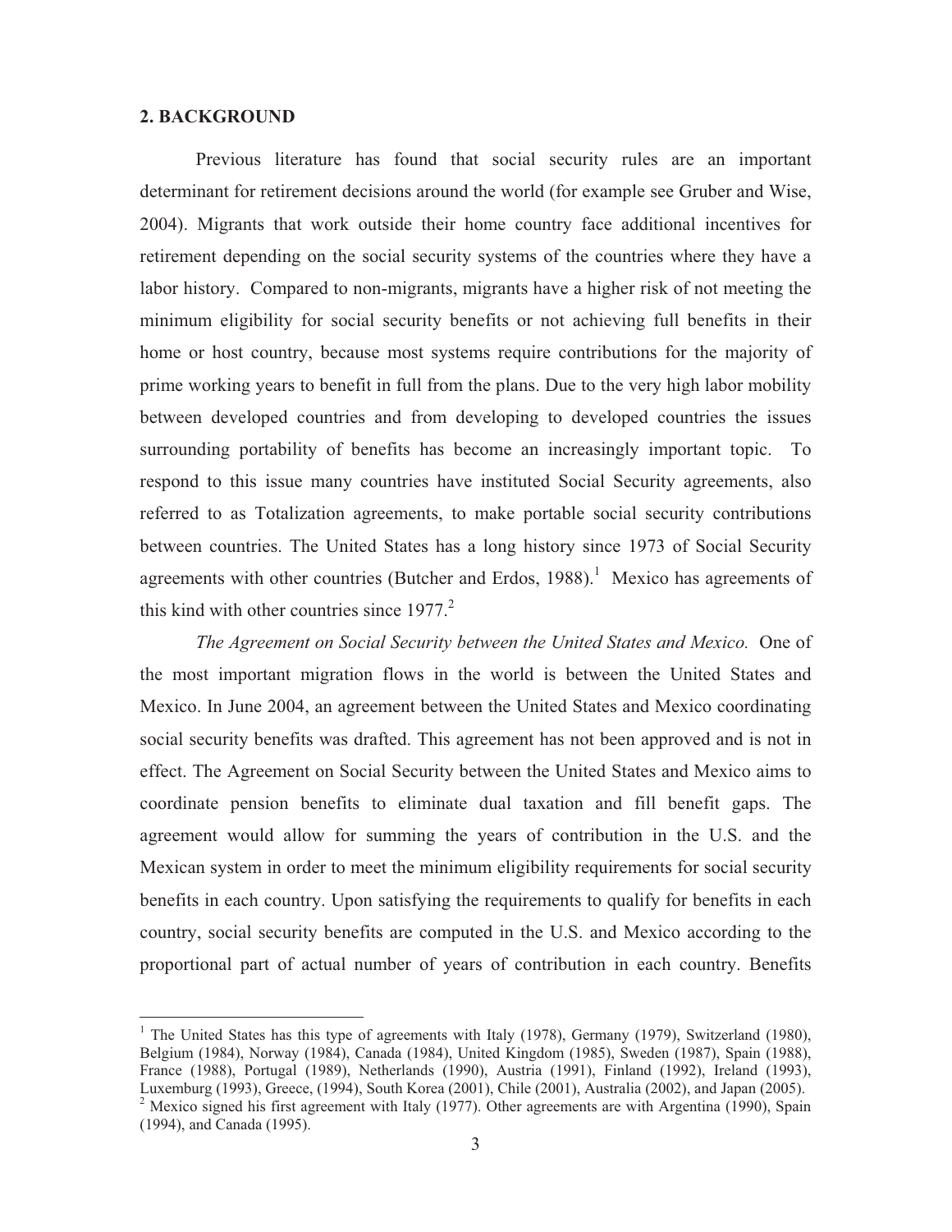## 2. BACKGROUND

Previous literature has found that social security rules are an important determinant for retirement decisions around the world (for example see Gruber and Wise, 2004). Migrants that work outside their home country face additional incentives for retirement depending on the social security systems of the countries where they have a labor history. Compared to non-migrants, migrants have a higher risk of not meeting the minimum eligibility for social security benefits or not achieving full benefits in their home or host country, because most systems require contributions for the majority of prime working years to benefit in full from the plans. Due to the very high labor mobility between developed countries and from developing to developed countries the issues surrounding portability of benefits has become an increasingly important topic. To respond to this issue many countries have instituted Social Security agreements, also referred to as Totalization agreements, to make portable social security contributions between countries. The United States has a long history since 1973 of Social Security agreements with other countries (Butcher and Erdos, 1988).[1] Mexico has agreements of this kind with other countries since 1977.[2]

*The Agreement on Social Security between the United States and Mexico.* One of the most important migration flows in the world is between the United States and Mexico. In June 2004, an agreement between the United States and Mexico coordinating social security benefits was drafted. This agreement has not been approved and is not in effect. The Agreement on Social Security between the United States and Mexico aims to coordinate pension benefits to eliminate dual taxation and fill benefit gaps. The agreement would allow for summing the years of contribution in the U.S. and the Mexican system in order to meet the minimum eligibility requirements for social security benefits in each country. Upon satisfying the requirements to qualify for benefits in each country, social security benefits are computed in the U.S. and Mexico according to the proportional part of actual number of years of contribution in each country. Benefits

[1] The United States has this type of agreements with Italy (1978), Germany (1979), Switzerland (1980), Belgium (1984), Norway (1984), Canada (1984), United Kingdom (1985), Sweden (1987), Spain (1988), France (1988), Portugal (1989), Netherlands (1990), Austria (1991), Finland (1992), Ireland (1993), Luxemburg (1993), Greece, (1994), South Korea (2001), Chile (2001), Australia (2002), and Japan (2005).

[2] Mexico signed his first agreement with Italy (1977). Other agreements are with Argentina (1990), Spain (1994), and Canada (1995).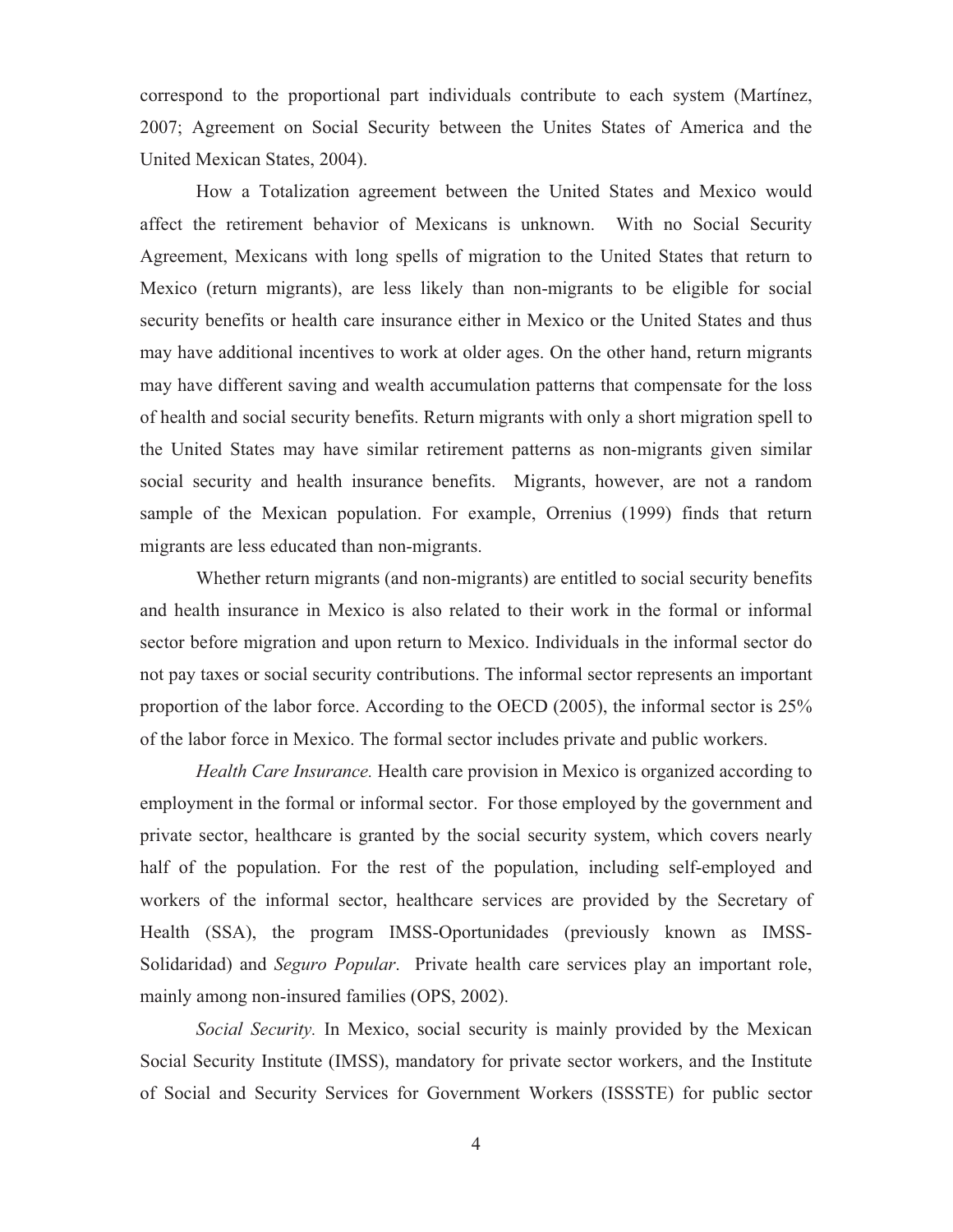correspond to the proportional part individuals contribute to each system (Martínez, 2007; Agreement on Social Security between the Unites States of America and the United Mexican States, 2004).

How a Totalization agreement between the United States and Mexico would affect the retirement behavior of Mexicans is unknown. With no Social Security Agreement, Mexicans with long spells of migration to the United States that return to Mexico (return migrants), are less likely than non-migrants to be eligible for social security benefits or health care insurance either in Mexico or the United States and thus may have additional incentives to work at older ages. On the other hand, return migrants may have different saving and wealth accumulation patterns that compensate for the loss of health and social security benefits. Return migrants with only a short migration spell to the United States may have similar retirement patterns as non-migrants given similar social security and health insurance benefits. Migrants, however, are not a random sample of the Mexican population. For example, Orrenius (1999) finds that return migrants are less educated than non-migrants.

Whether return migrants (and non-migrants) are entitled to social security benefits and health insurance in Mexico is also related to their work in the formal or informal sector before migration and upon return to Mexico. Individuals in the informal sector do not pay taxes or social security contributions. The informal sector represents an important proportion of the labor force. According to the OECD (2005), the informal sector is 25% of the labor force in Mexico. The formal sector includes private and public workers.

*Health Care Insurance.* Health care provision in Mexico is organized according to employment in the formal or informal sector. For those employed by the government and private sector, healthcare is granted by the social security system, which covers nearly half of the population. For the rest of the population, including self-employed and workers of the informal sector, healthcare services are provided by the Secretary of Health (SSA), the program IMSS-Oportunidades (previously known as IMSS-Solidaridad) and *Seguro Popular*. Private health care services play an important role, mainly among non-insured families (OPS, 2002).

*Social Security.* In Mexico, social security is mainly provided by the Mexican Social Security Institute (IMSS), mandatory for private sector workers, and the Institute of Social and Security Services for Government Workers (ISSSTE) for public sector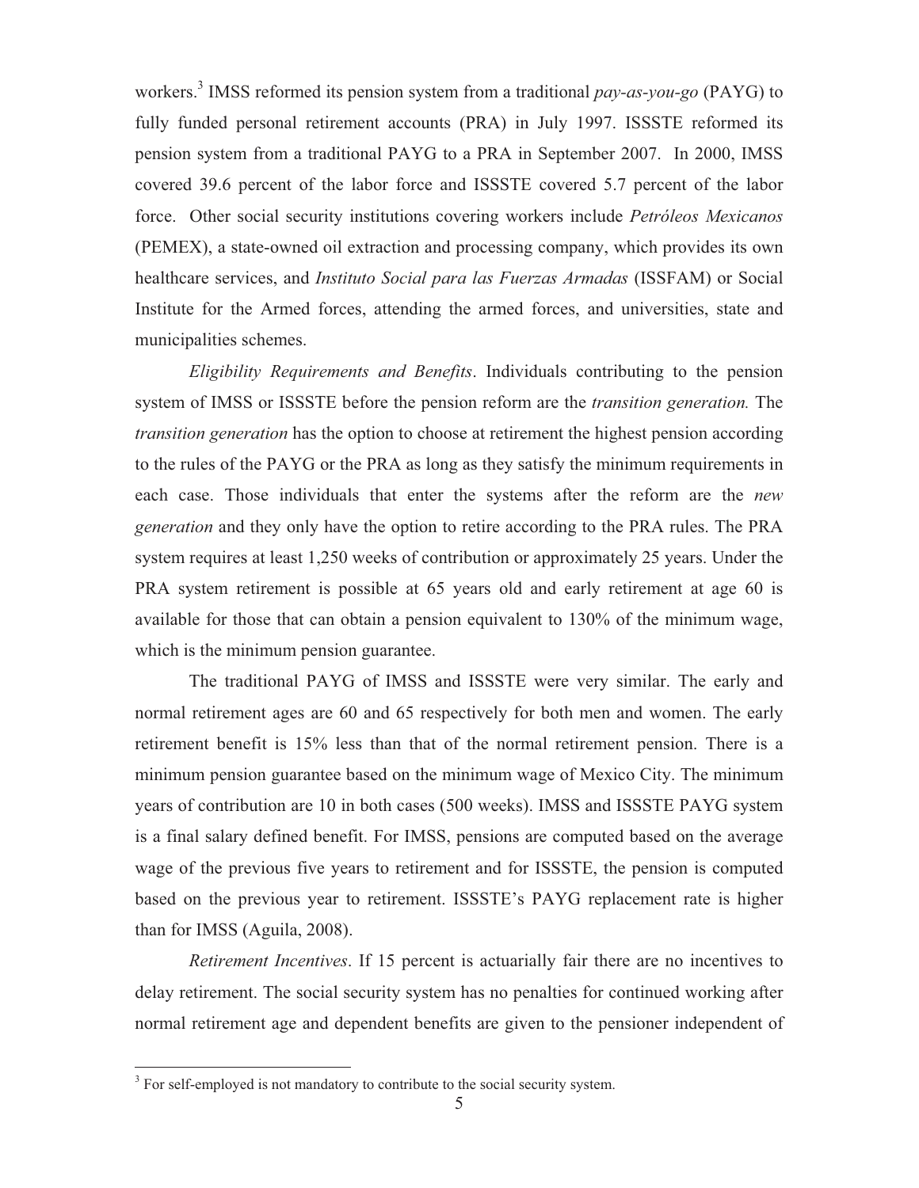workers.[3] IMSS reformed its pension system from a traditional *pay-as-you-go* (PAYG) to fully funded personal retirement accounts (PRA) in July 1997. ISSSTE reformed its pension system from a traditional PAYG to a PRA in September 2007. In 2000, IMSS covered 39.6 percent of the labor force and ISSSTE covered 5.7 percent of the labor force. Other social security institutions covering workers include *Petróleos Mexicanos* (PEMEX), a state-owned oil extraction and processing company, which provides its own healthcare services, and *Instituto Social para las Fuerzas Armadas* (ISSFAM) or Social Institute for the Armed forces, attending the armed forces, and universities, state and municipalities schemes.

*Eligibility Requirements and Benefits*. Individuals contributing to the pension system of IMSS or ISSSTE before the pension reform are the *transition generation.* The *transition generation* has the option to choose at retirement the highest pension according to the rules of the PAYG or the PRA as long as they satisfy the minimum requirements in each case. Those individuals that enter the systems after the reform are the *new generation* and they only have the option to retire according to the PRA rules. The PRA system requires at least 1,250 weeks of contribution or approximately 25 years. Under the PRA system retirement is possible at 65 years old and early retirement at age 60 is available for those that can obtain a pension equivalent to 130% of the minimum wage, which is the minimum pension guarantee.

The traditional PAYG of IMSS and ISSSTE were very similar. The early and normal retirement ages are 60 and 65 respectively for both men and women. The early retirement benefit is 15% less than that of the normal retirement pension. There is a minimum pension guarantee based on the minimum wage of Mexico City. The minimum years of contribution are 10 in both cases (500 weeks). IMSS and ISSSTE PAYG system is a final salary defined benefit. For IMSS, pensions are computed based on the average wage of the previous five years to retirement and for ISSSTE, the pension is computed based on the previous year to retirement. ISSSTE's PAYG replacement rate is higher than for IMSS (Aguila, 2008).

*Retirement Incentives*. If 15 percent is actuarially fair there are no incentives to delay retirement. The social security system has no penalties for continued working after normal retirement age and dependent benefits are given to the pensioner independent of

[3] For self-employed is not mandatory to contribute to the social security system.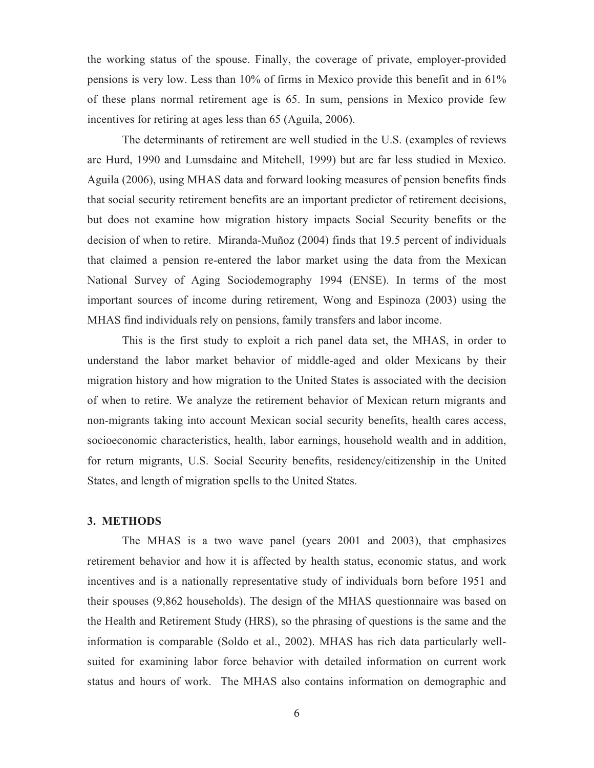the working status of the spouse. Finally, the coverage of private, employer-provided pensions is very low. Less than 10% of firms in Mexico provide this benefit and in 61% of these plans normal retirement age is 65. In sum, pensions in Mexico provide few incentives for retiring at ages less than 65 (Aguila, 2006).

The determinants of retirement are well studied in the U.S. (examples of reviews are Hurd, 1990 and Lumsdaine and Mitchell, 1999) but are far less studied in Mexico. Aguila (2006), using MHAS data and forward looking measures of pension benefits finds that social security retirement benefits are an important predictor of retirement decisions, but does not examine how migration history impacts Social Security benefits or the decision of when to retire. Miranda-Muñoz (2004) finds that 19.5 percent of individuals that claimed a pension re-entered the labor market using the data from the Mexican National Survey of Aging Sociodemography 1994 (ENSE). In terms of the most important sources of income during retirement, Wong and Espinoza (2003) using the MHAS find individuals rely on pensions, family transfers and labor income.

This is the first study to exploit a rich panel data set, the MHAS, in order to understand the labor market behavior of middle-aged and older Mexicans by their migration history and how migration to the United States is associated with the decision of when to retire. We analyze the retirement behavior of Mexican return migrants and non-migrants taking into account Mexican social security benefits, health cares access, socioeconomic characteristics, health, labor earnings, household wealth and in addition, for return migrants, U.S. Social Security benefits, residency/citizenship in the United States, and length of migration spells to the United States.

## 3. METHODS

The MHAS is a two wave panel (years 2001 and 2003), that emphasizes retirement behavior and how it is affected by health status, economic status, and work incentives and is a nationally representative study of individuals born before 1951 and their spouses (9,862 households). The design of the MHAS questionnaire was based on the Health and Retirement Study (HRS), so the phrasing of questions is the same and the information is comparable (Soldo et al., 2002). MHAS has rich data particularly well-suited for examining labor force behavior with detailed information on current work status and hours of work. The MHAS also contains information on demographic and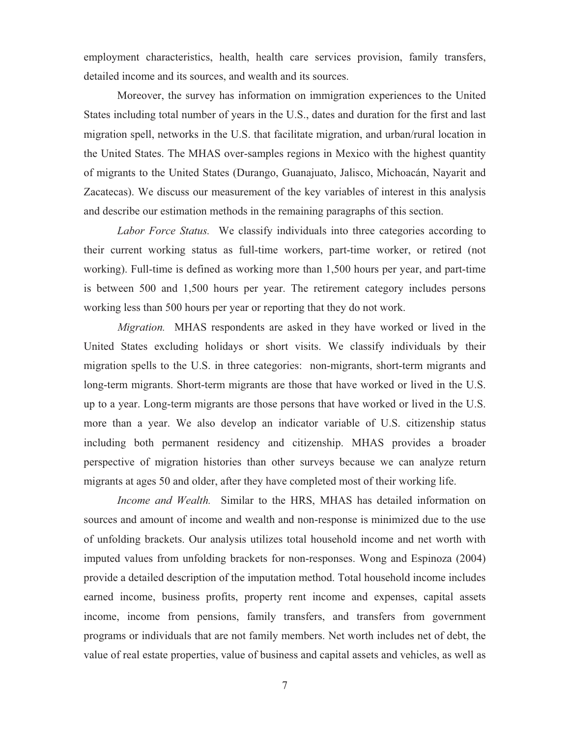employment characteristics, health, health care services provision, family transfers, detailed income and its sources, and wealth and its sources.

Moreover, the survey has information on immigration experiences to the United States including total number of years in the U.S., dates and duration for the first and last migration spell, networks in the U.S. that facilitate migration, and urban/rural location in the United States. The MHAS over-samples regions in Mexico with the highest quantity of migrants to the United States (Durango, Guanajuato, Jalisco, Michoacán, Nayarit and Zacatecas). We discuss our measurement of the key variables of interest in this analysis and describe our estimation methods in the remaining paragraphs of this section.

*Labor Force Status.* We classify individuals into three categories according to their current working status as full-time workers, part-time worker, or retired (not working). Full-time is defined as working more than 1,500 hours per year, and part-time is between 500 and 1,500 hours per year. The retirement category includes persons working less than 500 hours per year or reporting that they do not work.

*Migration.* MHAS respondents are asked in they have worked or lived in the United States excluding holidays or short visits. We classify individuals by their migration spells to the U.S. in three categories: non-migrants, short-term migrants and long-term migrants. Short-term migrants are those that have worked or lived in the U.S. up to a year. Long-term migrants are those persons that have worked or lived in the U.S. more than a year. We also develop an indicator variable of U.S. citizenship status including both permanent residency and citizenship. MHAS provides a broader perspective of migration histories than other surveys because we can analyze return migrants at ages 50 and older, after they have completed most of their working life.

*Income and Wealth.* Similar to the HRS, MHAS has detailed information on sources and amount of income and wealth and non-response is minimized due to the use of unfolding brackets. Our analysis utilizes total household income and net worth with imputed values from unfolding brackets for non-responses. Wong and Espinoza (2004) provide a detailed description of the imputation method. Total household income includes earned income, business profits, property rent income and expenses, capital assets income, income from pensions, family transfers, and transfers from government programs or individuals that are not family members. Net worth includes net of debt, the value of real estate properties, value of business and capital assets and vehicles, as well as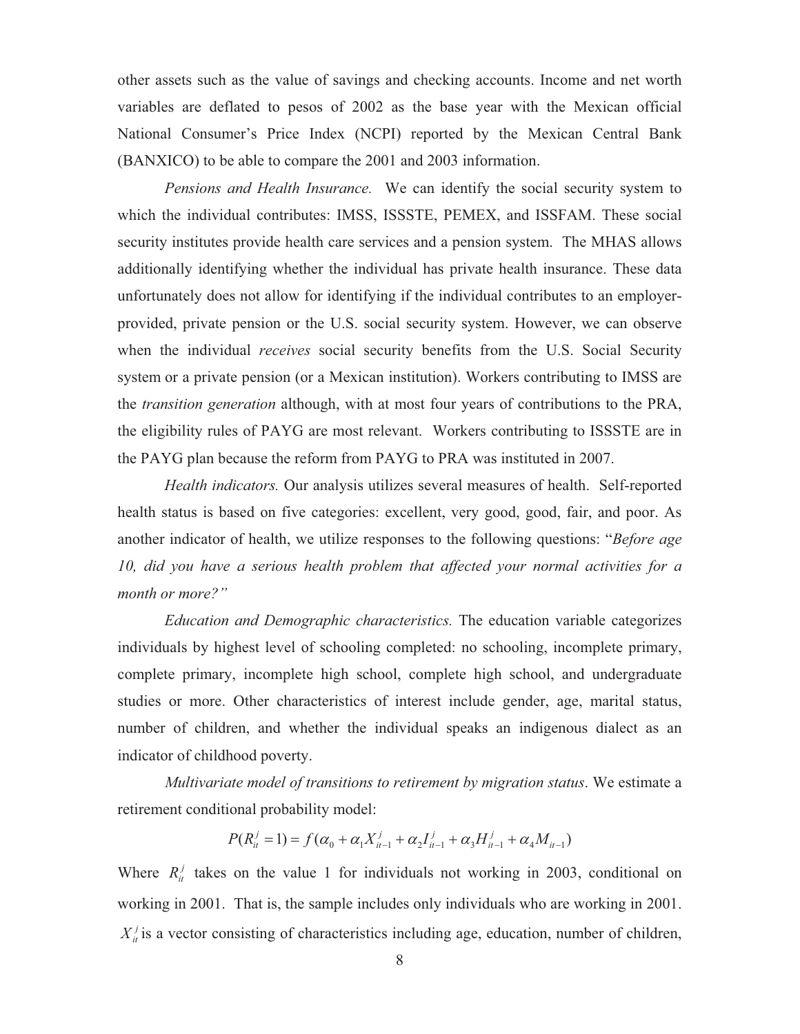other assets such as the value of savings and checking accounts. Income and net worth variables are deflated to pesos of 2002 as the base year with the Mexican official National Consumer's Price Index (NCPI) reported by the Mexican Central Bank (BANXICO) to be able to compare the 2001 and 2003 information.

*Pensions and Health Insurance.* We can identify the social security system to which the individual contributes: IMSS, ISSSTE, PEMEX, and ISSFAM. These social security institutes provide health care services and a pension system. The MHAS allows additionally identifying whether the individual has private health insurance. These data unfortunately does not allow for identifying if the individual contributes to an employer-provided, private pension or the U.S. social security system. However, we can observe when the individual *receives* social security benefits from the U.S. Social Security system or a private pension (or a Mexican institution). Workers contributing to IMSS are the *transition generation* although, with at most four years of contributions to the PRA, the eligibility rules of PAYG are most relevant. Workers contributing to ISSSTE are in the PAYG plan because the reform from PAYG to PRA was instituted in 2007.

*Health indicators.* Our analysis utilizes several measures of health. Self-reported health status is based on five categories: excellent, very good, good, fair, and poor. As another indicator of health, we utilize responses to the following questions: "*Before age 10, did you have a serious health problem that affected your normal activities for a month or more?"*

*Education and Demographic characteristics.* The education variable categorizes individuals by highest level of schooling completed: no schooling, incomplete primary, complete primary, incomplete high school, complete high school, and undergraduate studies or more. Other characteristics of interest include gender, age, marital status, number of children, and whether the individual speaks an indigenous dialect as an indicator of childhood poverty.

*Multivariate model of transitions to retirement by migration status*. We estimate a retirement conditional probability model:

$$P(R_{it}^{j} = 1) = f(\alpha_0 + \alpha_1 X_{it-1}^{j} + \alpha_2 I_{it-1}^{j} + \alpha_3 H_{it-1}^{j} + \alpha_4 M_{it-1})$$

Where $R_{it}^{j}$ takes on the value 1 for individuals not working in 2003, conditional on working in 2001. That is, the sample includes only individuals who are working in 2001. $X_{it}^{j}$ is a vector consisting of characteristics including age, education, number of children,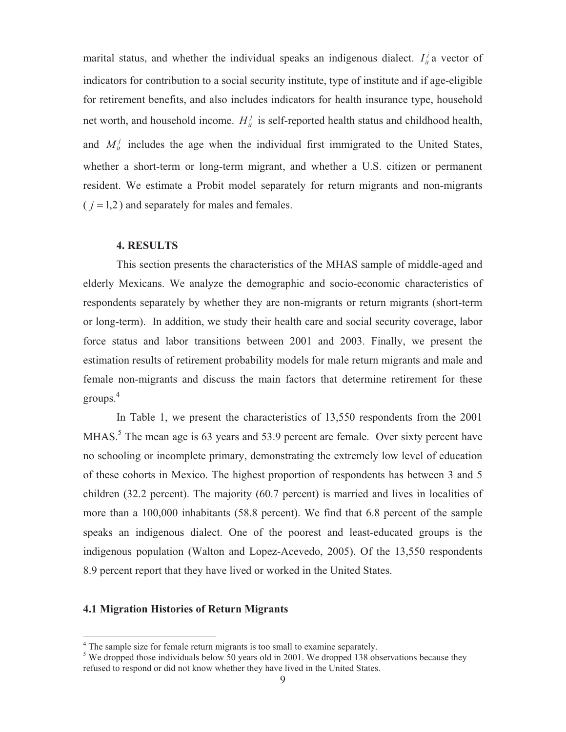marital status, and whether the individual speaks an indigenous dialect. $I_{it}^{j}$ a vector of indicators for contribution to a social security institute, type of institute and if age-eligible for retirement benefits, and also includes indicators for health insurance type, household net worth, and household income. $H_{it}^{j}$ is self-reported health status and childhood health, and $M_{it}^{j}$ includes the age when the individual first immigrated to the United States, whether a short-term or long-term migrant, and whether a U.S. citizen or permanent resident. We estimate a Probit model separately for return migrants and non-migrants ($j = 1,2$) and separately for males and females.

## 4. RESULTS

This section presents the characteristics of the MHAS sample of middle-aged and elderly Mexicans. We analyze the demographic and socio-economic characteristics of respondents separately by whether they are non-migrants or return migrants (short-term or long-term). In addition, we study their health care and social security coverage, labor force status and labor transitions between 2001 and 2003. Finally, we present the estimation results of retirement probability models for male return migrants and male and female non-migrants and discuss the main factors that determine retirement for these groups.[4]

In Table 1, we present the characteristics of 13,550 respondents from the 2001 MHAS.[5] The mean age is 63 years and 53.9 percent are female. Over sixty percent have no schooling or incomplete primary, demonstrating the extremely low level of education of these cohorts in Mexico. The highest proportion of respondents has between 3 and 5 children (32.2 percent). The majority (60.7 percent) is married and lives in localities of more than a 100,000 inhabitants (58.8 percent). We find that 6.8 percent of the sample speaks an indigenous dialect. One of the poorest and least-educated groups is the indigenous population (Walton and Lopez-Acevedo, 2005). Of the 13,550 respondents 8.9 percent report that they have lived or worked in the United States.

### 4.1 Migration Histories of Return Migrants

[4] The sample size for female return migrants is too small to examine separately.

[5] We dropped those individuals below 50 years old in 2001. We dropped 138 observations because they refused to respond or did not know whether they have lived in the United States.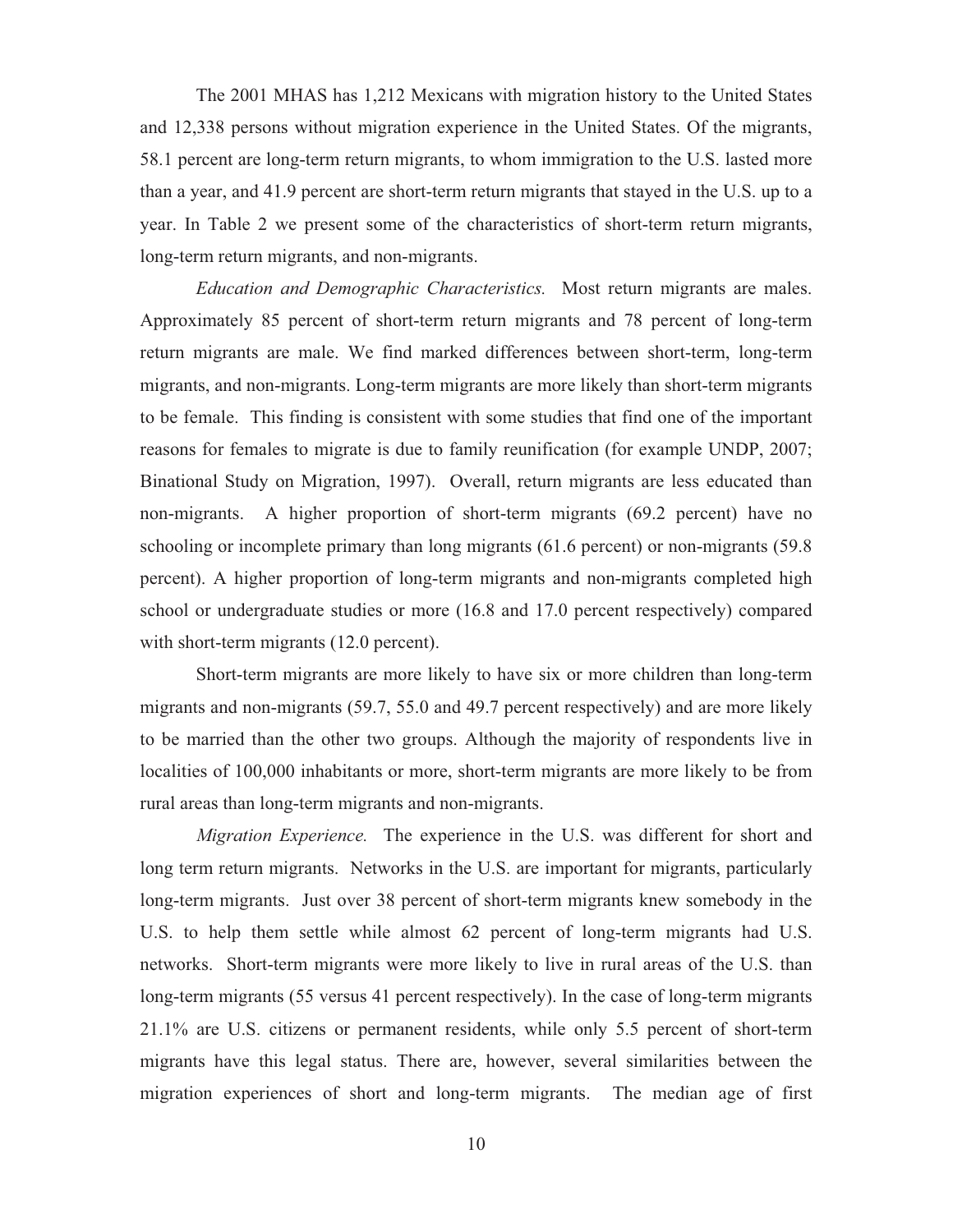The 2001 MHAS has 1,212 Mexicans with migration history to the United States and 12,338 persons without migration experience in the United States. Of the migrants, 58.1 percent are long-term return migrants, to whom immigration to the U.S. lasted more than a year, and 41.9 percent are short-term return migrants that stayed in the U.S. up to a year. In Table 2 we present some of the characteristics of short-term return migrants, long-term return migrants, and non-migrants.

*Education and Demographic Characteristics.* Most return migrants are males. Approximately 85 percent of short-term return migrants and 78 percent of long-term return migrants are male. We find marked differences between short-term, long-term migrants, and non-migrants. Long-term migrants are more likely than short-term migrants to be female. This finding is consistent with some studies that find one of the important reasons for females to migrate is due to family reunification (for example UNDP, 2007; Binational Study on Migration, 1997). Overall, return migrants are less educated than non-migrants. A higher proportion of short-term migrants (69.2 percent) have no schooling or incomplete primary than long migrants (61.6 percent) or non-migrants (59.8 percent). A higher proportion of long-term migrants and non-migrants completed high school or undergraduate studies or more (16.8 and 17.0 percent respectively) compared with short-term migrants (12.0 percent).

Short-term migrants are more likely to have six or more children than long-term migrants and non-migrants (59.7, 55.0 and 49.7 percent respectively) and are more likely to be married than the other two groups. Although the majority of respondents live in localities of 100,000 inhabitants or more, short-term migrants are more likely to be from rural areas than long-term migrants and non-migrants.

*Migration Experience.* The experience in the U.S. was different for short and long term return migrants. Networks in the U.S. are important for migrants, particularly long-term migrants. Just over 38 percent of short-term migrants knew somebody in the U.S. to help them settle while almost 62 percent of long-term migrants had U.S. networks. Short-term migrants were more likely to live in rural areas of the U.S. than long-term migrants (55 versus 41 percent respectively). In the case of long-term migrants 21.1% are U.S. citizens or permanent residents, while only 5.5 percent of short-term migrants have this legal status. There are, however, several similarities between the migration experiences of short and long-term migrants. The median age of first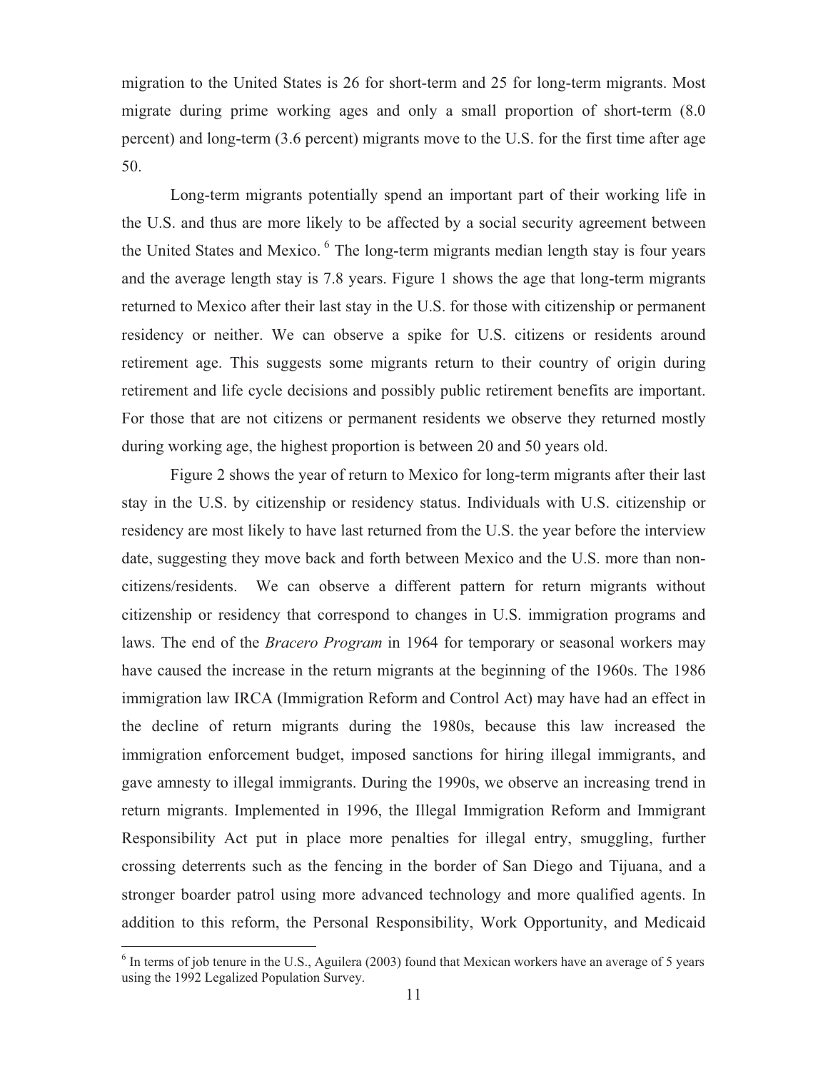migration to the United States is 26 for short-term and 25 for long-term migrants. Most migrate during prime working ages and only a small proportion of short-term (8.0 percent) and long-term (3.6 percent) migrants move to the U.S. for the first time after age 50.

Long-term migrants potentially spend an important part of their working life in the U.S. and thus are more likely to be affected by a social security agreement between the United States and Mexico. [6] The long-term migrants median length stay is four years and the average length stay is 7.8 years. Figure 1 shows the age that long-term migrants returned to Mexico after their last stay in the U.S. for those with citizenship or permanent residency or neither. We can observe a spike for U.S. citizens or residents around retirement age. This suggests some migrants return to their country of origin during retirement and life cycle decisions and possibly public retirement benefits are important. For those that are not citizens or permanent residents we observe they returned mostly during working age, the highest proportion is between 20 and 50 years old.

Figure 2 shows the year of return to Mexico for long-term migrants after their last stay in the U.S. by citizenship or residency status. Individuals with U.S. citizenship or residency are most likely to have last returned from the U.S. the year before the interview date, suggesting they move back and forth between Mexico and the U.S. more than non-citizens/residents. We can observe a different pattern for return migrants without citizenship or residency that correspond to changes in U.S. immigration programs and laws. The end of the *Bracero Program* in 1964 for temporary or seasonal workers may have caused the increase in the return migrants at the beginning of the 1960s. The 1986 immigration law IRCA (Immigration Reform and Control Act) may have had an effect in the decline of return migrants during the 1980s, because this law increased the immigration enforcement budget, imposed sanctions for hiring illegal immigrants, and gave amnesty to illegal immigrants. During the 1990s, we observe an increasing trend in return migrants. Implemented in 1996, the Illegal Immigration Reform and Immigrant Responsibility Act put in place more penalties for illegal entry, smuggling, further crossing deterrents such as the fencing in the border of San Diego and Tijuana, and a stronger boarder patrol using more advanced technology and more qualified agents. In addition to this reform, the Personal Responsibility, Work Opportunity, and Medicaid

[6] In terms of job tenure in the U.S., Aguilera (2003) found that Mexican workers have an average of 5 years using the 1992 Legalized Population Survey.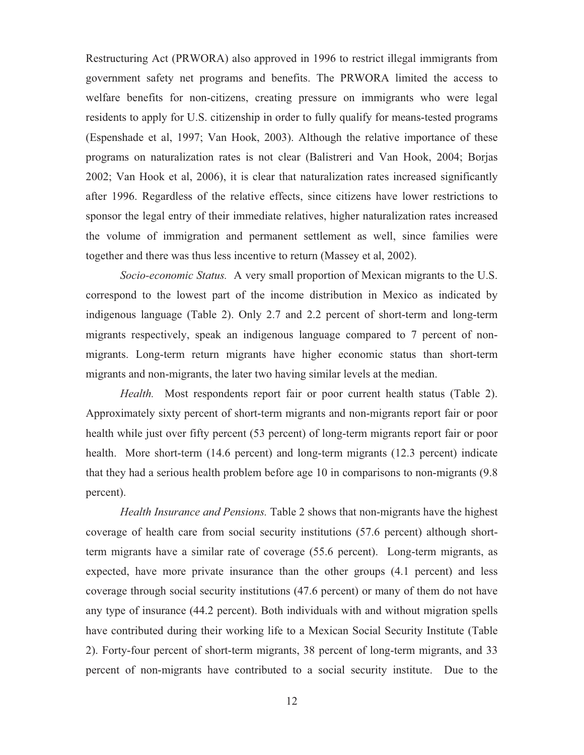Restructuring Act (PRWORA) also approved in 1996 to restrict illegal immigrants from government safety net programs and benefits. The PRWORA limited the access to welfare benefits for non-citizens, creating pressure on immigrants who were legal residents to apply for U.S. citizenship in order to fully qualify for means-tested programs (Espenshade et al, 1997; Van Hook, 2003). Although the relative importance of these programs on naturalization rates is not clear (Balistreri and Van Hook, 2004; Borjas 2002; Van Hook et al, 2006), it is clear that naturalization rates increased significantly after 1996. Regardless of the relative effects, since citizens have lower restrictions to sponsor the legal entry of their immediate relatives, higher naturalization rates increased the volume of immigration and permanent settlement as well, since families were together and there was thus less incentive to return (Massey et al, 2002).

*Socio-economic Status.* A very small proportion of Mexican migrants to the U.S. correspond to the lowest part of the income distribution in Mexico as indicated by indigenous language (Table 2). Only 2.7 and 2.2 percent of short-term and long-term migrants respectively, speak an indigenous language compared to 7 percent of non-migrants. Long-term return migrants have higher economic status than short-term migrants and non-migrants, the later two having similar levels at the median.

*Health.* Most respondents report fair or poor current health status (Table 2). Approximately sixty percent of short-term migrants and non-migrants report fair or poor health while just over fifty percent (53 percent) of long-term migrants report fair or poor health. More short-term (14.6 percent) and long-term migrants (12.3 percent) indicate that they had a serious health problem before age 10 in comparisons to non-migrants (9.8 percent).

*Health Insurance and Pensions.* Table 2 shows that non-migrants have the highest coverage of health care from social security institutions (57.6 percent) although short-term migrants have a similar rate of coverage (55.6 percent). Long-term migrants, as expected, have more private insurance than the other groups (4.1 percent) and less coverage through social security institutions (47.6 percent) or many of them do not have any type of insurance (44.2 percent). Both individuals with and without migration spells have contributed during their working life to a Mexican Social Security Institute (Table 2). Forty-four percent of short-term migrants, 38 percent of long-term migrants, and 33 percent of non-migrants have contributed to a social security institute. Due to the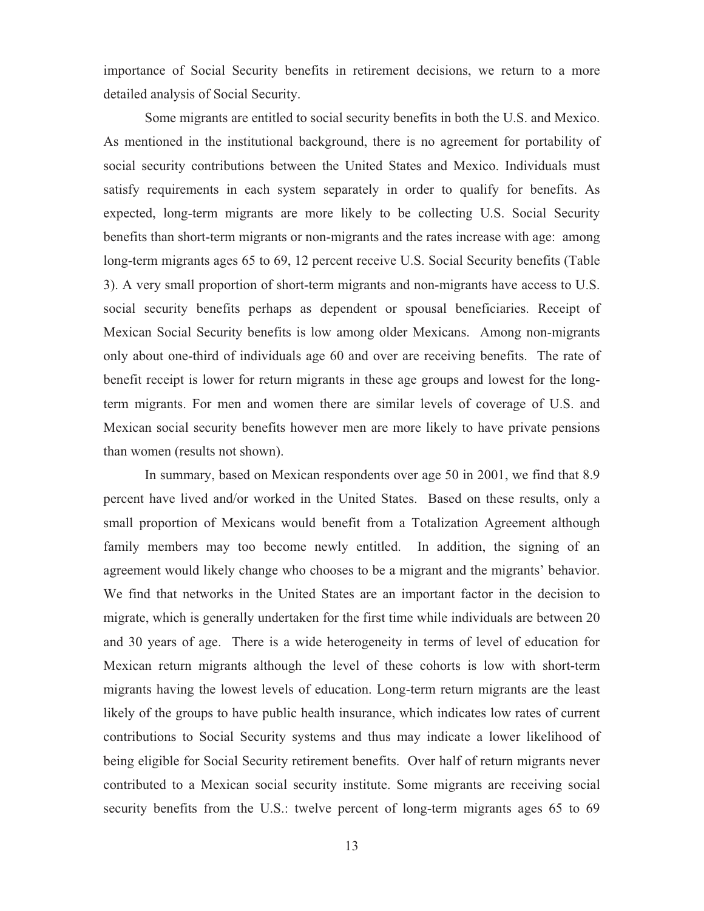importance of Social Security benefits in retirement decisions, we return to a more detailed analysis of Social Security.

Some migrants are entitled to social security benefits in both the U.S. and Mexico. As mentioned in the institutional background, there is no agreement for portability of social security contributions between the United States and Mexico. Individuals must satisfy requirements in each system separately in order to qualify for benefits. As expected, long-term migrants are more likely to be collecting U.S. Social Security benefits than short-term migrants or non-migrants and the rates increase with age: among long-term migrants ages 65 to 69, 12 percent receive U.S. Social Security benefits (Table 3). A very small proportion of short-term migrants and non-migrants have access to U.S. social security benefits perhaps as dependent or spousal beneficiaries. Receipt of Mexican Social Security benefits is low among older Mexicans. Among non-migrants only about one-third of individuals age 60 and over are receiving benefits. The rate of benefit receipt is lower for return migrants in these age groups and lowest for the long-term migrants. For men and women there are similar levels of coverage of U.S. and Mexican social security benefits however men are more likely to have private pensions than women (results not shown).

In summary, based on Mexican respondents over age 50 in 2001, we find that 8.9 percent have lived and/or worked in the United States. Based on these results, only a small proportion of Mexicans would benefit from a Totalization Agreement although family members may too become newly entitled. In addition, the signing of an agreement would likely change who chooses to be a migrant and the migrants' behavior. We find that networks in the United States are an important factor in the decision to migrate, which is generally undertaken for the first time while individuals are between 20 and 30 years of age. There is a wide heterogeneity in terms of level of education for Mexican return migrants although the level of these cohorts is low with short-term migrants having the lowest levels of education. Long-term return migrants are the least likely of the groups to have public health insurance, which indicates low rates of current contributions to Social Security systems and thus may indicate a lower likelihood of being eligible for Social Security retirement benefits. Over half of return migrants never contributed to a Mexican social security institute. Some migrants are receiving social security benefits from the U.S.: twelve percent of long-term migrants ages 65 to 69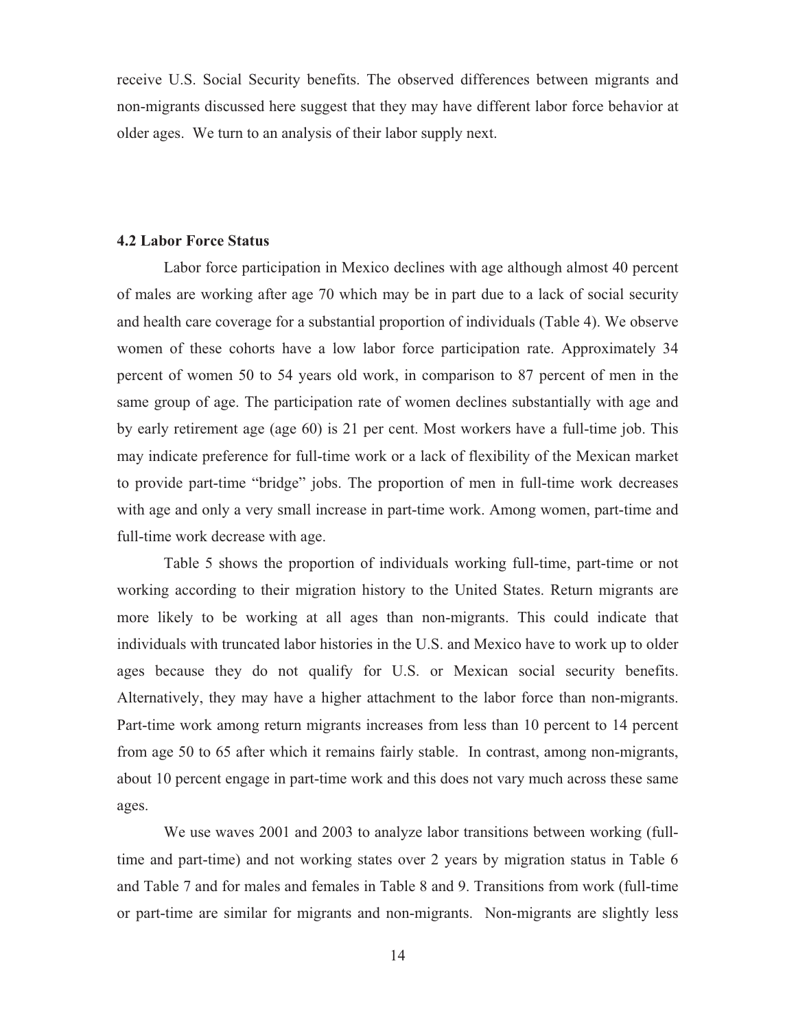receive U.S. Social Security benefits. The observed differences between migrants and non-migrants discussed here suggest that they may have different labor force behavior at older ages. We turn to an analysis of their labor supply next.

### 4.2 Labor Force Status

Labor force participation in Mexico declines with age although almost 40 percent of males are working after age 70 which may be in part due to a lack of social security and health care coverage for a substantial proportion of individuals (Table 4). We observe women of these cohorts have a low labor force participation rate. Approximately 34 percent of women 50 to 54 years old work, in comparison to 87 percent of men in the same group of age. The participation rate of women declines substantially with age and by early retirement age (age 60) is 21 per cent. Most workers have a full-time job. This may indicate preference for full-time work or a lack of flexibility of the Mexican market to provide part-time "bridge" jobs. The proportion of men in full-time work decreases with age and only a very small increase in part-time work. Among women, part-time and full-time work decrease with age.

Table 5 shows the proportion of individuals working full-time, part-time or not working according to their migration history to the United States. Return migrants are more likely to be working at all ages than non-migrants. This could indicate that individuals with truncated labor histories in the U.S. and Mexico have to work up to older ages because they do not qualify for U.S. or Mexican social security benefits. Alternatively, they may have a higher attachment to the labor force than non-migrants. Part-time work among return migrants increases from less than 10 percent to 14 percent from age 50 to 65 after which it remains fairly stable. In contrast, among non-migrants, about 10 percent engage in part-time work and this does not vary much across these same ages.

We use waves 2001 and 2003 to analyze labor transitions between working (full-time and part-time) and not working states over 2 years by migration status in Table 6 and Table 7 and for males and females in Table 8 and 9. Transitions from work (full-time or part-time are similar for migrants and non-migrants. Non-migrants are slightly less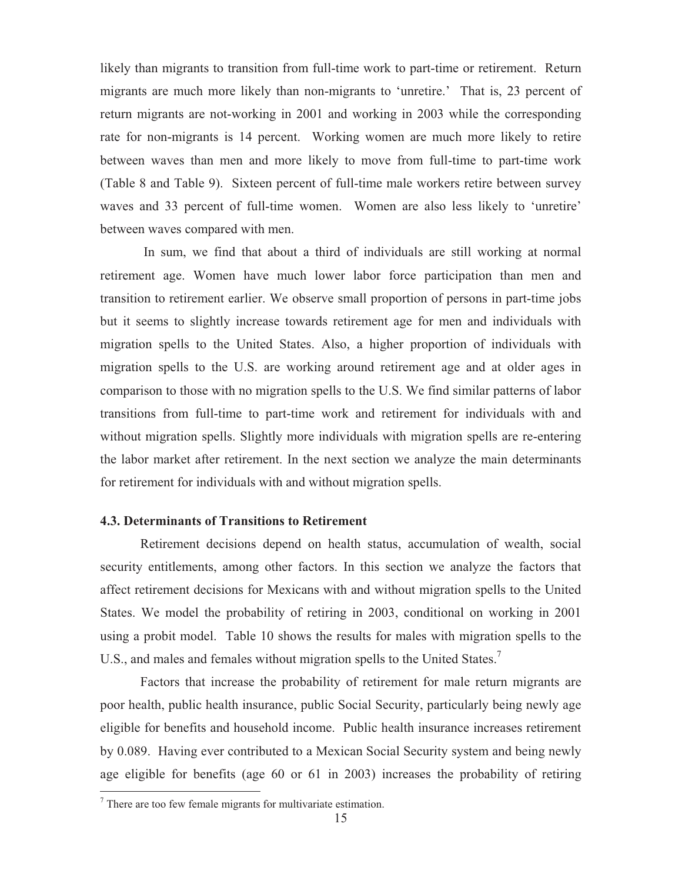likely than migrants to transition from full-time work to part-time or retirement. Return migrants are much more likely than non-migrants to 'unretire.' That is, 23 percent of return migrants are not-working in 2001 and working in 2003 while the corresponding rate for non-migrants is 14 percent. Working women are much more likely to retire between waves than men and more likely to move from full-time to part-time work (Table 8 and Table 9). Sixteen percent of full-time male workers retire between survey waves and 33 percent of full-time women. Women are also less likely to 'unretire' between waves compared with men.

In sum, we find that about a third of individuals are still working at normal retirement age. Women have much lower labor force participation than men and transition to retirement earlier. We observe small proportion of persons in part-time jobs but it seems to slightly increase towards retirement age for men and individuals with migration spells to the United States. Also, a higher proportion of individuals with migration spells to the U.S. are working around retirement age and at older ages in comparison to those with no migration spells to the U.S. We find similar patterns of labor transitions from full-time to part-time work and retirement for individuals with and without migration spells. Slightly more individuals with migration spells are re-entering the labor market after retirement. In the next section we analyze the main determinants for retirement for individuals with and without migration spells.

### 4.3. Determinants of Transitions to Retirement

Retirement decisions depend on health status, accumulation of wealth, social security entitlements, among other factors. In this section we analyze the factors that affect retirement decisions for Mexicans with and without migration spells to the United States. We model the probability of retiring in 2003, conditional on working in 2001 using a probit model. Table 10 shows the results for males with migration spells to the U.S., and males and females without migration spells to the United States.[7]

Factors that increase the probability of retirement for male return migrants are poor health, public health insurance, public Social Security, particularly being newly age eligible for benefits and household income. Public health insurance increases retirement by 0.089. Having ever contributed to a Mexican Social Security system and being newly age eligible for benefits (age 60 or 61 in 2003) increases the probability of retiring

[7] There are too few female migrants for multivariate estimation.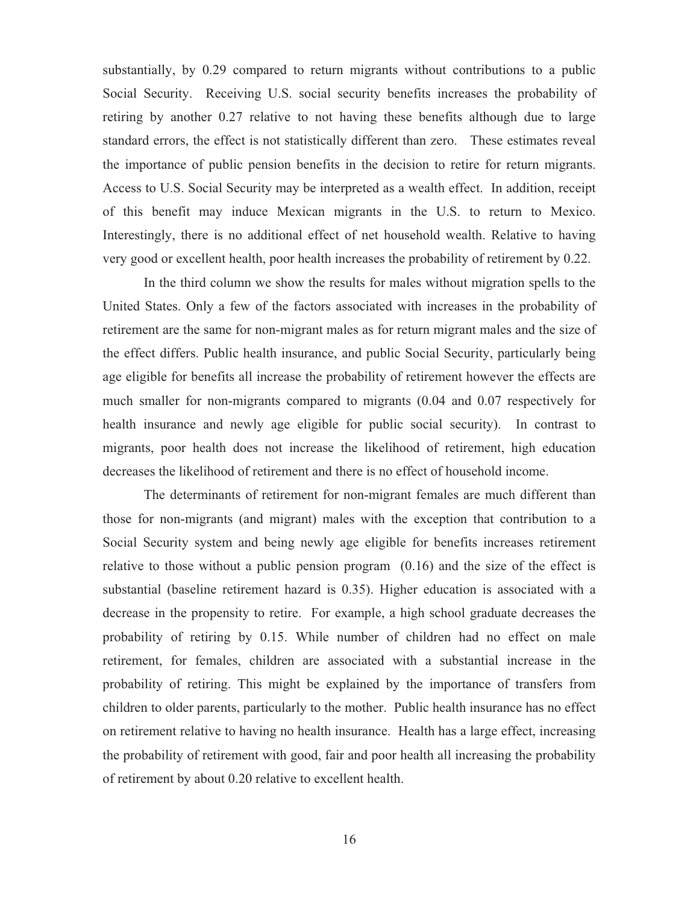substantially, by 0.29 compared to return migrants without contributions to a public Social Security. Receiving U.S. social security benefits increases the probability of retiring by another 0.27 relative to not having these benefits although due to large standard errors, the effect is not statistically different than zero. These estimates reveal the importance of public pension benefits in the decision to retire for return migrants. Access to U.S. Social Security may be interpreted as a wealth effect. In addition, receipt of this benefit may induce Mexican migrants in the U.S. to return to Mexico. Interestingly, there is no additional effect of net household wealth. Relative to having very good or excellent health, poor health increases the probability of retirement by 0.22.

In the third column we show the results for males without migration spells to the United States. Only a few of the factors associated with increases in the probability of retirement are the same for non-migrant males as for return migrant males and the size of the effect differs. Public health insurance, and public Social Security, particularly being age eligible for benefits all increase the probability of retirement however the effects are much smaller for non-migrants compared to migrants (0.04 and 0.07 respectively for health insurance and newly age eligible for public social security). In contrast to migrants, poor health does not increase the likelihood of retirement, high education decreases the likelihood of retirement and there is no effect of household income.

The determinants of retirement for non-migrant females are much different than those for non-migrants (and migrant) males with the exception that contribution to a Social Security system and being newly age eligible for benefits increases retirement relative to those without a public pension program (0.16) and the size of the effect is substantial (baseline retirement hazard is 0.35). Higher education is associated with a decrease in the propensity to retire. For example, a high school graduate decreases the probability of retiring by 0.15. While number of children had no effect on male retirement, for females, children are associated with a substantial increase in the probability of retiring. This might be explained by the importance of transfers from children to older parents, particularly to the mother. Public health insurance has no effect on retirement relative to having no health insurance. Health has a large effect, increasing the probability of retirement with good, fair and poor health all increasing the probability of retirement by about 0.20 relative to excellent health.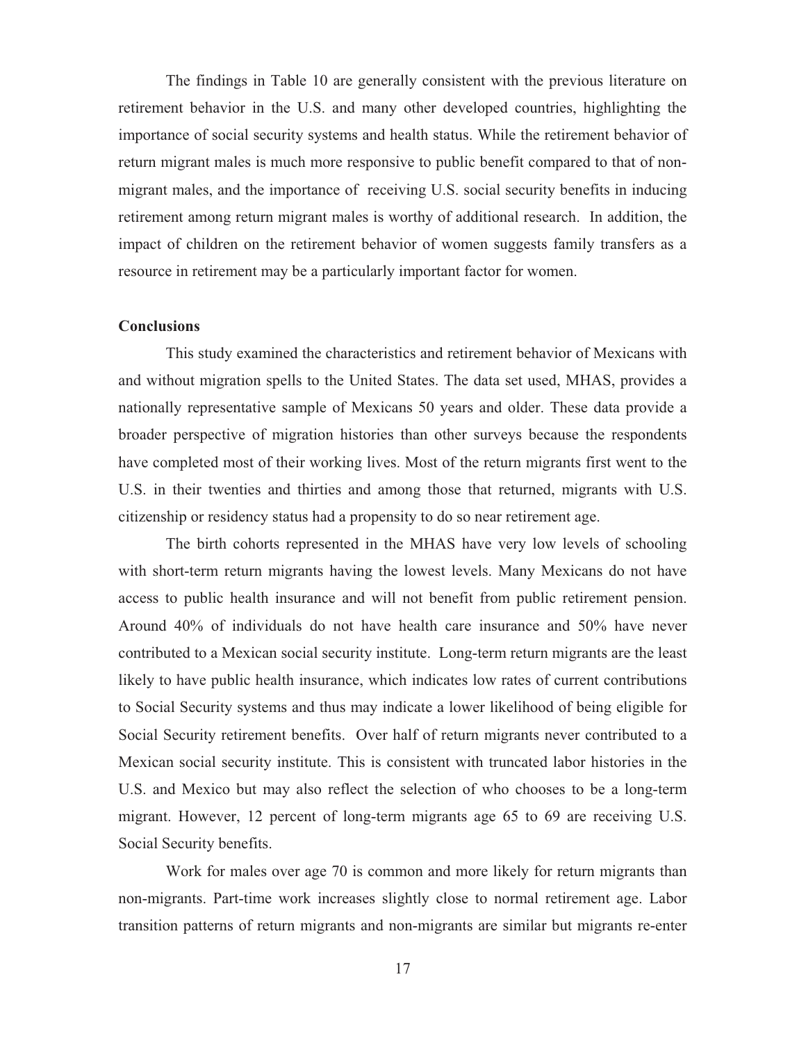The findings in Table 10 are generally consistent with the previous literature on retirement behavior in the U.S. and many other developed countries, highlighting the importance of social security systems and health status. While the retirement behavior of return migrant males is much more responsive to public benefit compared to that of non-migrant males, and the importance of receiving U.S. social security benefits in inducing retirement among return migrant males is worthy of additional research. In addition, the impact of children on the retirement behavior of women suggests family transfers as a resource in retirement may be a particularly important factor for women.

**Conclusions**

This study examined the characteristics and retirement behavior of Mexicans with and without migration spells to the United States. The data set used, MHAS, provides a nationally representative sample of Mexicans 50 years and older. These data provide a broader perspective of migration histories than other surveys because the respondents have completed most of their working lives. Most of the return migrants first went to the U.S. in their twenties and thirties and among those that returned, migrants with U.S. citizenship or residency status had a propensity to do so near retirement age.

The birth cohorts represented in the MHAS have very low levels of schooling with short-term return migrants having the lowest levels. Many Mexicans do not have access to public health insurance and will not benefit from public retirement pension. Around 40% of individuals do not have health care insurance and 50% have never contributed to a Mexican social security institute. Long-term return migrants are the least likely to have public health insurance, which indicates low rates of current contributions to Social Security systems and thus may indicate a lower likelihood of being eligible for Social Security retirement benefits. Over half of return migrants never contributed to a Mexican social security institute. This is consistent with truncated labor histories in the U.S. and Mexico but may also reflect the selection of who chooses to be a long-term migrant. However, 12 percent of long-term migrants age 65 to 69 are receiving U.S. Social Security benefits.

Work for males over age 70 is common and more likely for return migrants than non-migrants. Part-time work increases slightly close to normal retirement age. Labor transition patterns of return migrants and non-migrants are similar but migrants re-enter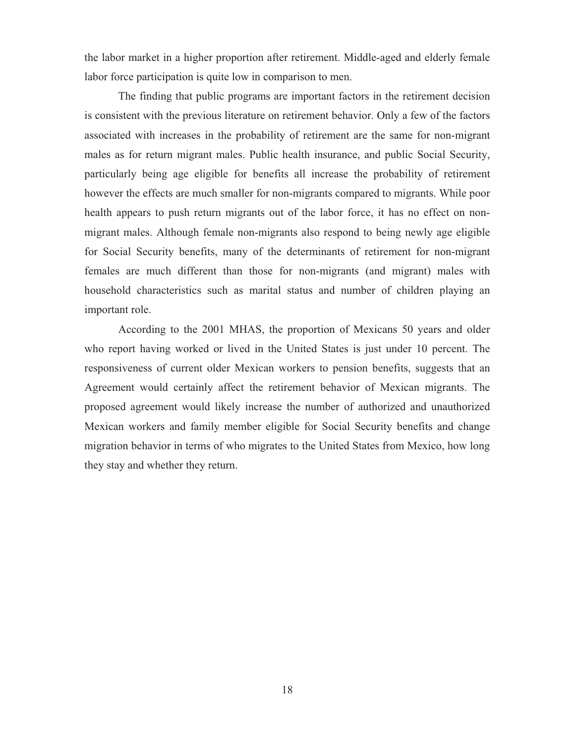the labor market in a higher proportion after retirement. Middle-aged and elderly female labor force participation is quite low in comparison to men.

The finding that public programs are important factors in the retirement decision is consistent with the previous literature on retirement behavior. Only a few of the factors associated with increases in the probability of retirement are the same for non-migrant males as for return migrant males. Public health insurance, and public Social Security, particularly being age eligible for benefits all increase the probability of retirement however the effects are much smaller for non-migrants compared to migrants. While poor health appears to push return migrants out of the labor force, it has no effect on non-migrant males. Although female non-migrants also respond to being newly age eligible for Social Security benefits, many of the determinants of retirement for non-migrant females are much different than those for non-migrants (and migrant) males with household characteristics such as marital status and number of children playing an important role.

According to the 2001 MHAS, the proportion of Mexicans 50 years and older who report having worked or lived in the United States is just under 10 percent. The responsiveness of current older Mexican workers to pension benefits, suggests that an Agreement would certainly affect the retirement behavior of Mexican migrants. The proposed agreement would likely increase the number of authorized and unauthorized Mexican workers and family member eligible for Social Security benefits and change migration behavior in terms of who migrates to the United States from Mexico, how long they stay and whether they return.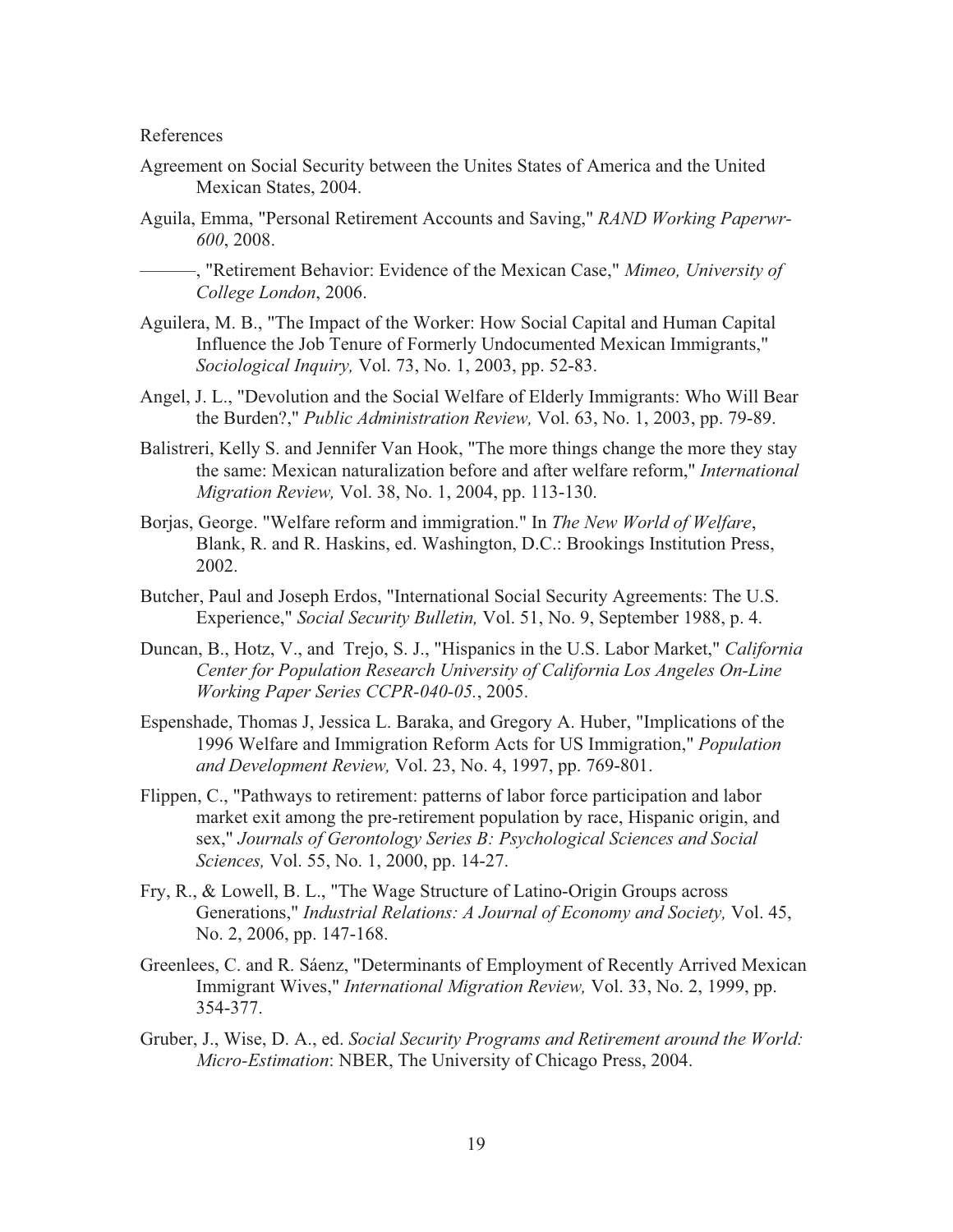References

Agreement on Social Security between the Unites States of America and the United Mexican States, 2004.

Aguila, Emma, "Personal Retirement Accounts and Saving," *RAND Working Paperwr-600*, 2008.

———, "Retirement Behavior: Evidence of the Mexican Case," *Mimeo, University of College London*, 2006.

Aguilera, M. B., "The Impact of the Worker: How Social Capital and Human Capital Influence the Job Tenure of Formerly Undocumented Mexican Immigrants," *Sociological Inquiry,* Vol. 73, No. 1, 2003, pp. 52-83.

Angel, J. L., "Devolution and the Social Welfare of Elderly Immigrants: Who Will Bear the Burden?," *Public Administration Review,* Vol. 63, No. 1, 2003, pp. 79-89.

Balistreri, Kelly S. and Jennifer Van Hook, "The more things change the more they stay the same: Mexican naturalization before and after welfare reform," *International Migration Review,* Vol. 38, No. 1, 2004, pp. 113-130.

Borjas, George. "Welfare reform and immigration." In *The New World of Welfare*, Blank, R. and R. Haskins, ed. Washington, D.C.: Brookings Institution Press, 2002.

Butcher, Paul and Joseph Erdos, "International Social Security Agreements: The U.S. Experience," *Social Security Bulletin,* Vol. 51, No. 9, September 1988, p. 4.

Duncan, B., Hotz, V., and Trejo, S. J., "Hispanics in the U.S. Labor Market," *California Center for Population Research University of California Los Angeles On-Line Working Paper Series CCPR-040-05.*, 2005.

Espenshade, Thomas J, Jessica L. Baraka, and Gregory A. Huber, "Implications of the 1996 Welfare and Immigration Reform Acts for US Immigration," *Population and Development Review,* Vol. 23, No. 4, 1997, pp. 769-801.

Flippen, C., "Pathways to retirement: patterns of labor force participation and labor market exit among the pre-retirement population by race, Hispanic origin, and sex," *Journals of Gerontology Series B: Psychological Sciences and Social Sciences,* Vol. 55, No. 1, 2000, pp. 14-27.

Fry, R., & Lowell, B. L., "The Wage Structure of Latino-Origin Groups across Generations," *Industrial Relations: A Journal of Economy and Society,* Vol. 45, No. 2, 2006, pp. 147-168.

Greenlees, C. and R. Sáenz, "Determinants of Employment of Recently Arrived Mexican Immigrant Wives," *International Migration Review,* Vol. 33, No. 2, 1999, pp. 354-377.

Gruber, J., Wise, D. A., ed. *Social Security Programs and Retirement around the World: Micro-Estimation*: NBER, The University of Chicago Press, 2004.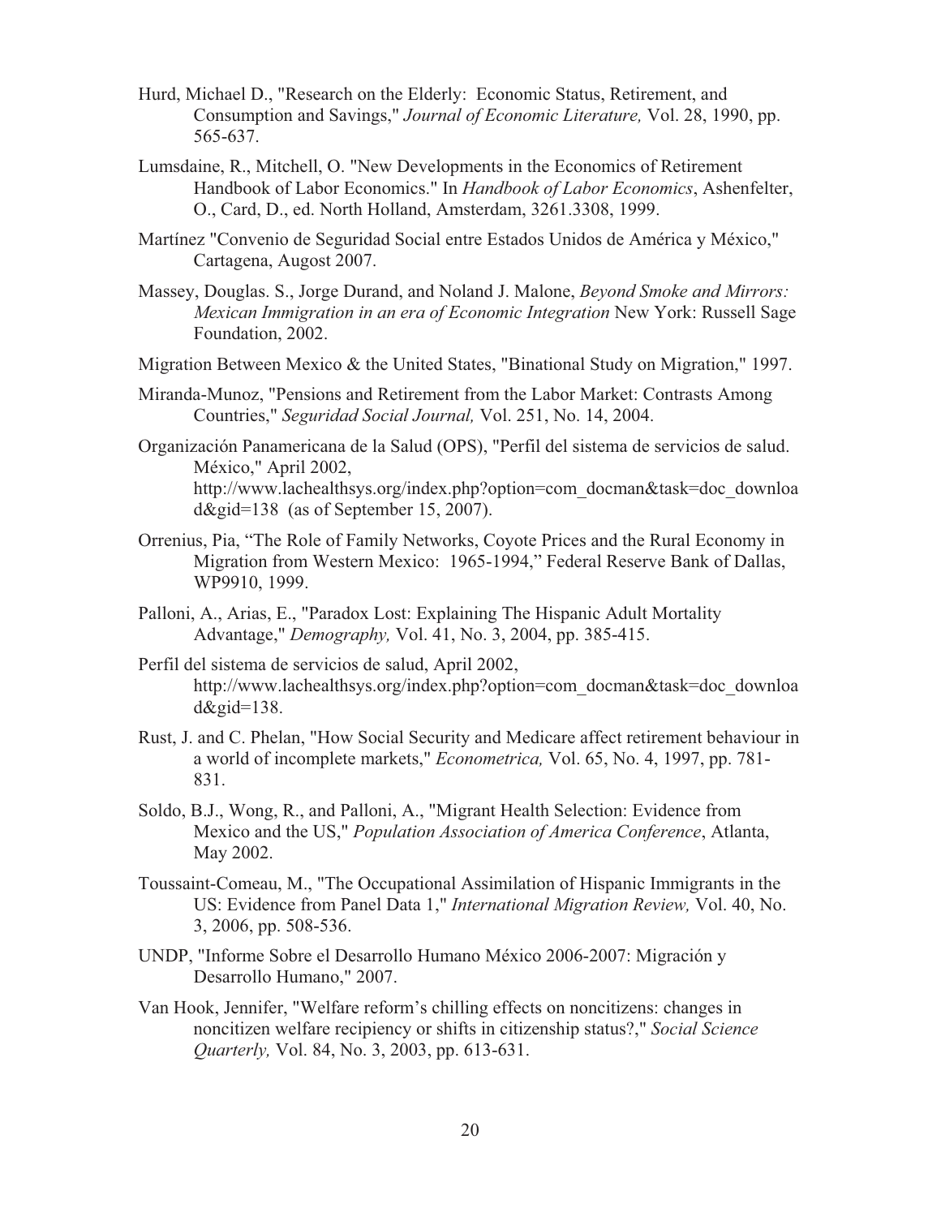Hurd, Michael D., "Research on the Elderly: Economic Status, Retirement, and Consumption and Savings," *Journal of Economic Literature,* Vol. 28, 1990, pp. 565-637.

Lumsdaine, R., Mitchell, O. "New Developments in the Economics of Retirement Handbook of Labor Economics." In *Handbook of Labor Economics*, Ashenfelter, O., Card, D., ed. North Holland, Amsterdam, 3261.3308, 1999.

Martínez "Convenio de Seguridad Social entre Estados Unidos de América y México," Cartagena, Augost 2007.

Massey, Douglas. S., Jorge Durand, and Noland J. Malone, *Beyond Smoke and Mirrors: Mexican Immigration in an era of Economic Integration* New York: Russell Sage Foundation, 2002.

Migration Between Mexico & the United States, "Binational Study on Migration," 1997.

Miranda-Munoz, "Pensions and Retirement from the Labor Market: Contrasts Among Countries," *Seguridad Social Journal,* Vol. 251, No. 14, 2004.

Organización Panamericana de la Salud (OPS), "Perfil del sistema de servicios de salud. México," April 2002, http://www.lachealthsys.org/index.php?option=com_docman&task=doc_download&gid=138 (as of September 15, 2007).

Orrenius, Pia, "The Role of Family Networks, Coyote Prices and the Rural Economy in Migration from Western Mexico: 1965-1994," Federal Reserve Bank of Dallas, WP9910, 1999.

Palloni, A., Arias, E., "Paradox Lost: Explaining The Hispanic Adult Mortality Advantage," *Demography,* Vol. 41, No. 3, 2004, pp. 385-415.

Perfil del sistema de servicios de salud, April 2002, http://www.lachealthsys.org/index.php?option=com_docman&task=doc_download&gid=138.

Rust, J. and C. Phelan, "How Social Security and Medicare affect retirement behaviour in a world of incomplete markets," *Econometrica,* Vol. 65, No. 4, 1997, pp. 781-831.

Soldo, B.J., Wong, R., and Palloni, A., "Migrant Health Selection: Evidence from Mexico and the US," *Population Association of America Conference*, Atlanta, May 2002.

Toussaint-Comeau, M., "The Occupational Assimilation of Hispanic Immigrants in the US: Evidence from Panel Data 1," *International Migration Review,* Vol. 40, No. 3, 2006, pp. 508-536.

UNDP, "Informe Sobre el Desarrollo Humano México 2006-2007: Migración y Desarrollo Humano," 2007.

Van Hook, Jennifer, "Welfare reform's chilling effects on noncitizens: changes in noncitizen welfare recipiency or shifts in citizenship status?," *Social Science Quarterly,* Vol. 84, No. 3, 2003, pp. 613-631.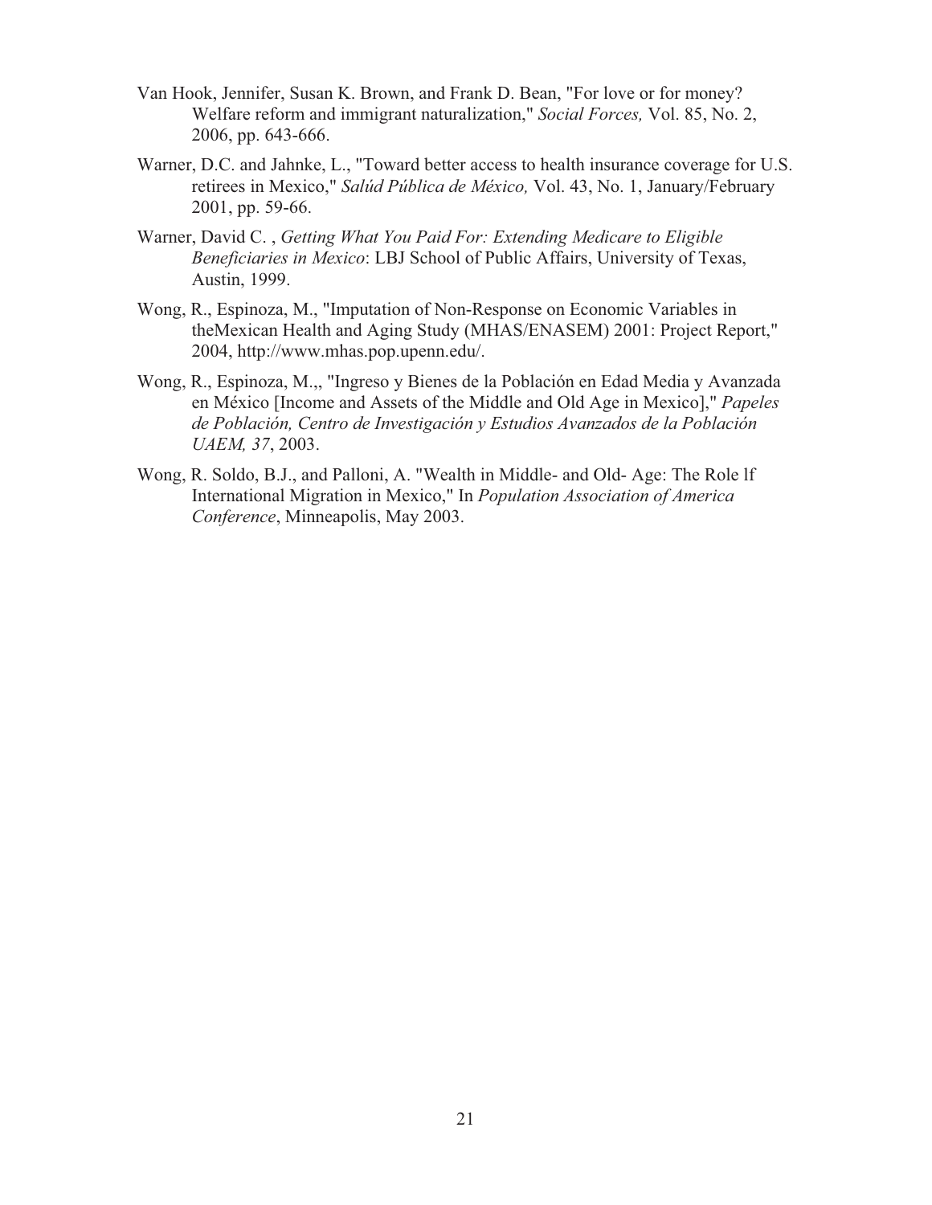Van Hook, Jennifer, Susan K. Brown, and Frank D. Bean, "For love or for money? Welfare reform and immigrant naturalization," *Social Forces,* Vol. 85, No. 2, 2006, pp. 643-666.

Warner, D.C. and Jahnke, L., "Toward better access to health insurance coverage for U.S. retirees in Mexico," *Salúd Pública de México,* Vol. 43, No. 1, January/February 2001, pp. 59-66.

Warner, David C. , *Getting What You Paid For: Extending Medicare to Eligible Beneficiaries in Mexico*: LBJ School of Public Affairs, University of Texas, Austin, 1999.

Wong, R., Espinoza, M., "Imputation of Non-Response on Economic Variables in theMexican Health and Aging Study (MHAS/ENASEM) 2001: Project Report," 2004, http://www.mhas.pop.upenn.edu/.

Wong, R., Espinoza, M.,, "Ingreso y Bienes de la Población en Edad Media y Avanzada en México [Income and Assets of the Middle and Old Age in Mexico]," *Papeles de Población, Centro de Investigación y Estudios Avanzados de la Población UAEM, 37*, 2003.

Wong, R. Soldo, B.J., and Palloni, A. "Wealth in Middle- and Old- Age: The Role lf International Migration in Mexico," In *Population Association of America Conference*, Minneapolis, May 2003.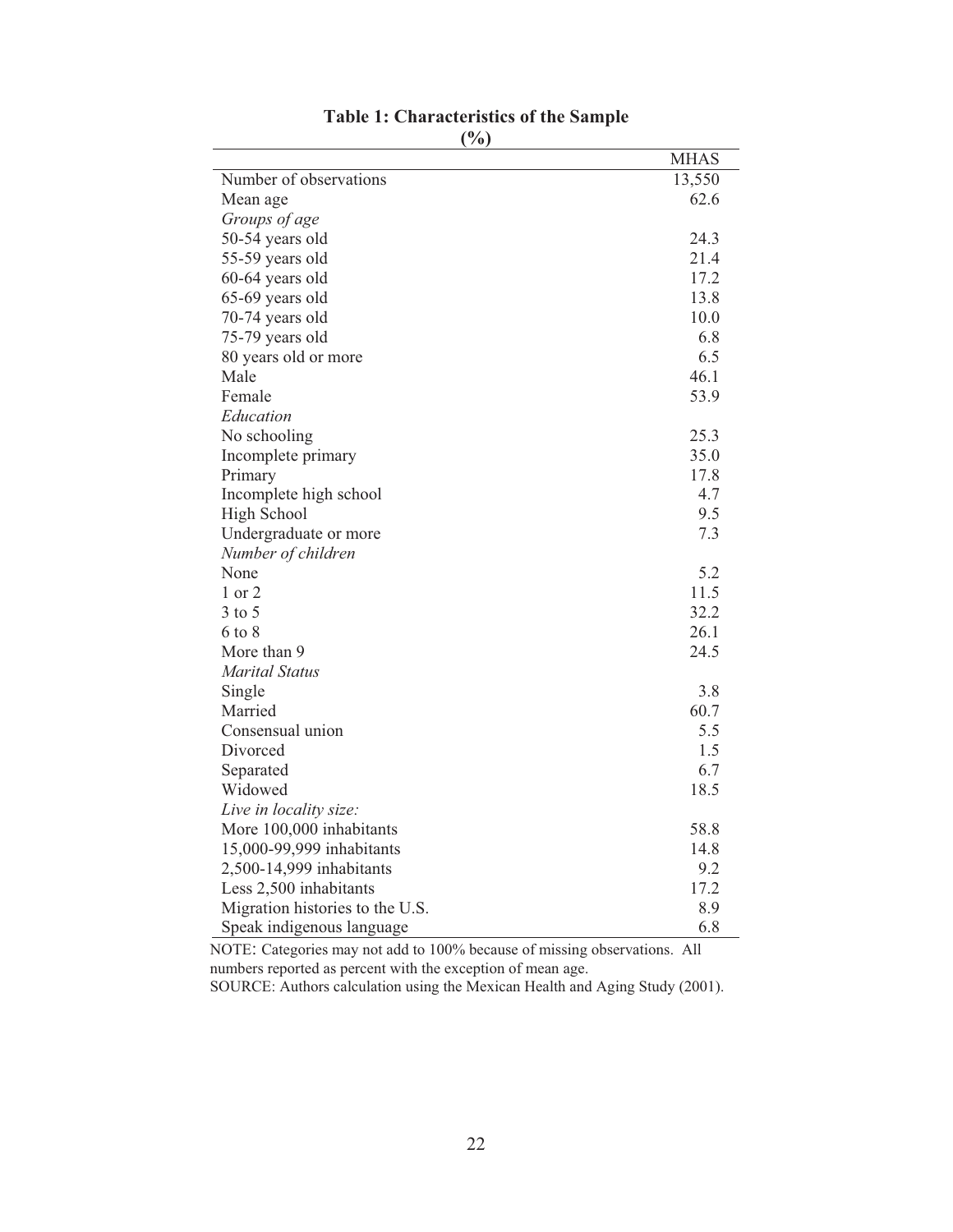**Table 1: Characteristics of the Sample**
**(%)**

| | MHAS |
|---|---|
| Number of observations | 13,550 |
| Mean age | 62.6 |
| *Groups of age* | |
| 50-54 years old | 24.3 |
| 55-59 years old | 21.4 |
| 60-64 years old | 17.2 |
| 65-69 years old | 13.8 |
| 70-74 years old | 10.0 |
| 75-79 years old | 6.8 |
| 80 years old or more | 6.5 |
| Male | 46.1 |
| Female | 53.9 |
| *Education* | |
| No schooling | 25.3 |
| Incomplete primary | 35.0 |
| Primary | 17.8 |
| Incomplete high school | 4.7 |
| High School | 9.5 |
| Undergraduate or more | 7.3 |
| *Number of children* | |
| None | 5.2 |
| 1 or 2 | 11.5 |
| 3 to 5 | 32.2 |
| 6 to 8 | 26.1 |
| More than 9 | 24.5 |
| *Marital Status* | |
| Single | 3.8 |
| Married | 60.7 |
| Consensual union | 5.5 |
| Divorced | 1.5 |
| Separated | 6.7 |
| Widowed | 18.5 |
| *Live in locality size:* | |
| More 100,000 inhabitants | 58.8 |
| 15,000-99,999 inhabitants | 14.8 |
| 2,500-14,999 inhabitants | 9.2 |
| Less 2,500 inhabitants | 17.2 |
| Migration histories to the U.S. | 8.9 |
| Speak indigenous language | 6.8 |

NOTE: Categories may not add to 100% because of missing observations. All numbers reported as percent with the exception of mean age.
SOURCE: Authors calculation using the Mexican Health and Aging Study (2001).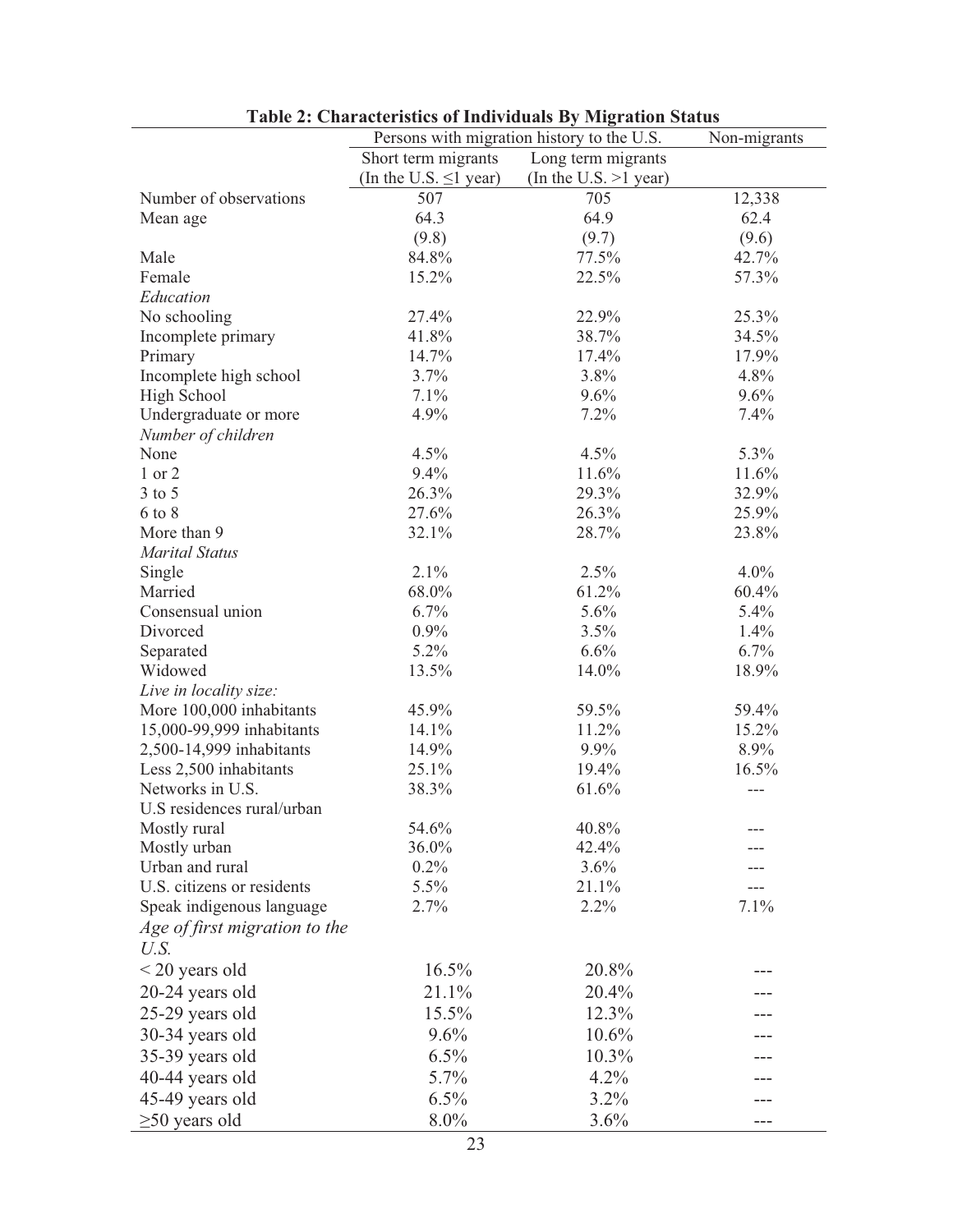**Table 2: Characteristics of Individuals By Migration Status**

| | Persons with migration history to the U.S. | | Non-migrants |
|---|---|---|---|
| | Short term migrants (In the U.S. ≤1 year) | Long term migrants (In the U.S. >1 year) | |
| Number of observations | 507 | 705 | 12,338 |
| Mean age | 64.3 | 64.9 | 62.4 |
| | (9.8) | (9.7) | (9.6) |
| Male | 84.8% | 77.5% | 42.7% |
| Female | 15.2% | 22.5% | 57.3% |
| *Education* | | | |
| No schooling | 27.4% | 22.9% | 25.3% |
| Incomplete primary | 41.8% | 38.7% | 34.5% |
| Primary | 14.7% | 17.4% | 17.9% |
| Incomplete high school | 3.7% | 3.8% | 4.8% |
| High School | 7.1% | 9.6% | 9.6% |
| Undergraduate or more | 4.9% | 7.2% | 7.4% |
| *Number of children* | | | |
| None | 4.5% | 4.5% | 5.3% |
| 1 or 2 | 9.4% | 11.6% | 11.6% |
| 3 to 5 | 26.3% | 29.3% | 32.9% |
| 6 to 8 | 27.6% | 26.3% | 25.9% |
| More than 9 | 32.1% | 28.7% | 23.8% |
| *Marital Status* | | | |
| Single | 2.1% | 2.5% | 4.0% |
| Married | 68.0% | 61.2% | 60.4% |
| Consensual union | 6.7% | 5.6% | 5.4% |
| Divorced | 0.9% | 3.5% | 1.4% |
| Separated | 5.2% | 6.6% | 6.7% |
| Widowed | 13.5% | 14.0% | 18.9% |
| *Live in locality size:* | | | |
| More 100,000 inhabitants | 45.9% | 59.5% | 59.4% |
| 15,000-99,999 inhabitants | 14.1% | 11.2% | 15.2% |
| 2,500-14,999 inhabitants | 14.9% | 9.9% | 8.9% |
| Less 2,500 inhabitants | 25.1% | 19.4% | 16.5% |
| Networks in U.S. | 38.3% | 61.6% | --- |
| U.S residences rural/urban | | | |
| Mostly rural | 54.6% | 40.8% | --- |
| Mostly urban | 36.0% | 42.4% | --- |
| Urban and rural | 0.2% | 3.6% | --- |
| U.S. citizens or residents | 5.5% | 21.1% | --- |
| Speak indigenous language | 2.7% | 2.2% | 7.1% |
| *Age of first migration to the U.S.* | | | |
| < 20 years old | 16.5% | 20.8% | --- |
| 20-24 years old | 21.1% | 20.4% | --- |
| 25-29 years old | 15.5% | 12.3% | --- |
| 30-34 years old | 9.6% | 10.6% | --- |
| 35-39 years old | 6.5% | 10.3% | --- |
| 40-44 years old | 5.7% | 4.2% | --- |
| 45-49 years old | 6.5% | 3.2% | --- |
| ≥50 years old | 8.0% | 3.6% | --- |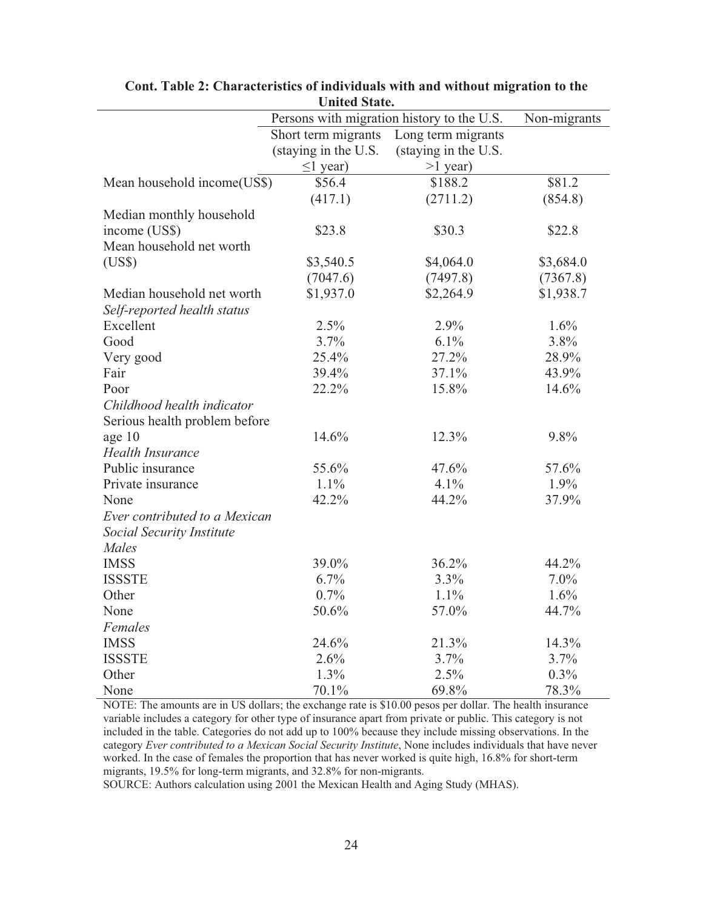**Cont. Table 2: Characteristics of individuals with and without migration to the United State.**

| | Persons with migration history to the U.S. | | Non-migrants |
|---|---|---|---|
| | Short term migrants (staying in the U.S. ≤1 year) | Long term migrants (staying in the U.S. >1 year) | |
| Mean household income(US$) | $56.4 | $188.2 | $81.2 |
| | (417.1) | (2711.2) | (854.8) |
| Median monthly household income (US$) | $23.8 | $30.3 | $22.8 |
| Mean household net worth (US$) | $3,540.5 | $4,064.0 | $3,684.0 |
| | (7047.6) | (7497.8) | (7367.8) |
| Median household net worth | $1,937.0 | $2,264.9 | $1,938.7 |
| *Self-reported health status* | | | |
| Excellent | 2.5% | 2.9% | 1.6% |
| Good | 3.7% | 6.1% | 3.8% |
| Very good | 25.4% | 27.2% | 28.9% |
| Fair | 39.4% | 37.1% | 43.9% |
| Poor | 22.2% | 15.8% | 14.6% |
| *Childhood health indicator* | | | |
| Serious health problem before age 10 | 14.6% | 12.3% | 9.8% |
| *Health Insurance* | | | |
| Public insurance | 55.6% | 47.6% | 57.6% |
| Private insurance | 1.1% | 4.1% | 1.9% |
| None | 42.2% | 44.2% | 37.9% |
| *Ever contributed to a Mexican Social Security Institute* | | | |
| *Males* | | | |
| IMSS | 39.0% | 36.2% | 44.2% |
| ISSSTE | 6.7% | 3.3% | 7.0% |
| Other | 0.7% | 1.1% | 1.6% |
| None | 50.6% | 57.0% | 44.7% |
| *Females* | | | |
| IMSS | 24.6% | 21.3% | 14.3% |
| ISSSTE | 2.6% | 3.7% | 3.7% |
| Other | 1.3% | 2.5% | 0.3% |
| None | 70.1% | 69.8% | 78.3% |

NOTE: The amounts are in US dollars; the exchange rate is $10.00 pesos per dollar. The health insurance variable includes a category for other type of insurance apart from private or public. This category is not included in the table. Categories do not add up to 100% because they include missing observations. In the category *Ever contributed to a Mexican Social Security Institute*, None includes individuals that have never worked. In the case of females the proportion that has never worked is quite high, 16.8% for short-term migrants, 19.5% for long-term migrants, and 32.8% for non-migrants.

SOURCE: Authors calculation using 2001 the Mexican Health and Aging Study (MHAS).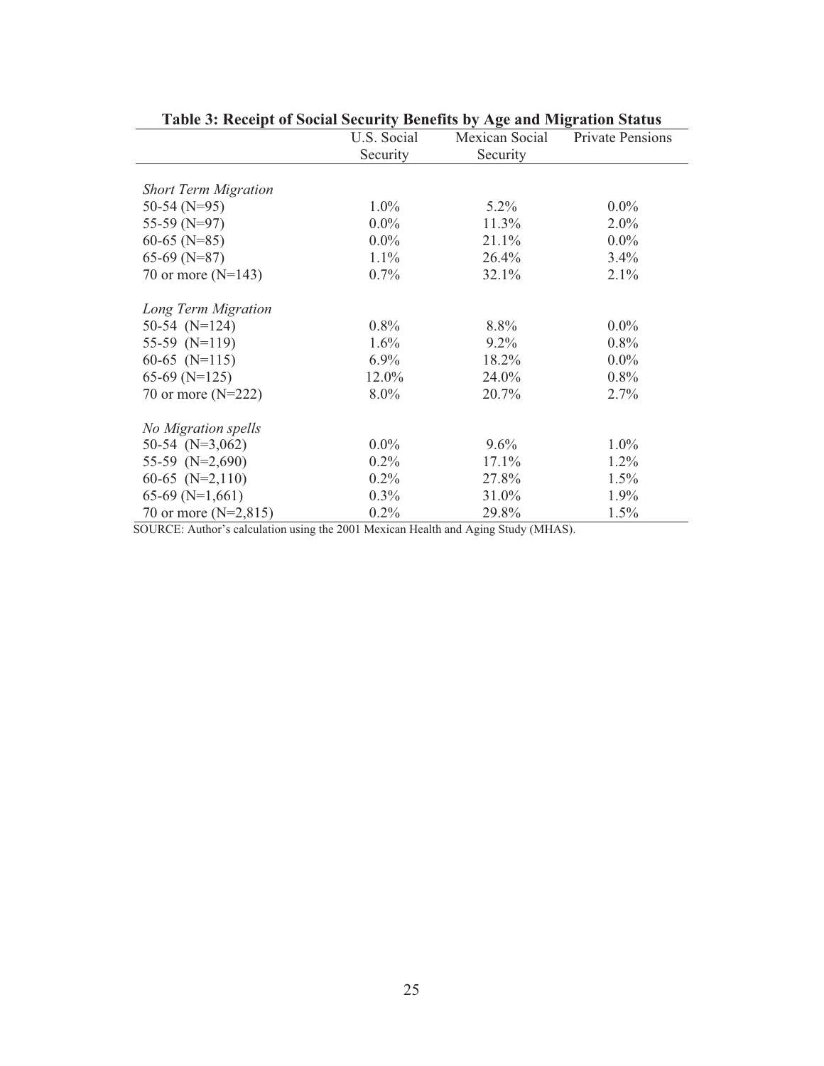**Table 3: Receipt of Social Security Benefits by Age and Migration Status**

| | U.S. Social Security | Mexican Social Security | Private Pensions |
|---|---|---|---|
| *Short Term Migration* | | | |
| 50-54 (N=95) | 1.0% | 5.2% | 0.0% |
| 55-59 (N=97) | 0.0% | 11.3% | 2.0% |
| 60-65 (N=85) | 0.0% | 21.1% | 0.0% |
| 65-69 (N=87) | 1.1% | 26.4% | 3.4% |
| 70 or more (N=143) | 0.7% | 32.1% | 2.1% |
| *Long Term Migration* | | | |
| 50-54 (N=124) | 0.8% | 8.8% | 0.0% |
| 55-59 (N=119) | 1.6% | 9.2% | 0.8% |
| 60-65 (N=115) | 6.9% | 18.2% | 0.0% |
| 65-69 (N=125) | 12.0% | 24.0% | 0.8% |
| 70 or more (N=222) | 8.0% | 20.7% | 2.7% |
| *No Migration spells* | | | |
| 50-54 (N=3,062) | 0.0% | 9.6% | 1.0% |
| 55-59 (N=2,690) | 0.2% | 17.1% | 1.2% |
| 60-65 (N=2,110) | 0.2% | 27.8% | 1.5% |
| 65-69 (N=1,661) | 0.3% | 31.0% | 1.9% |
| 70 or more (N=2,815) | 0.2% | 29.8% | 1.5% |

SOURCE: Author's calculation using the 2001 Mexican Health and Aging Study (MHAS).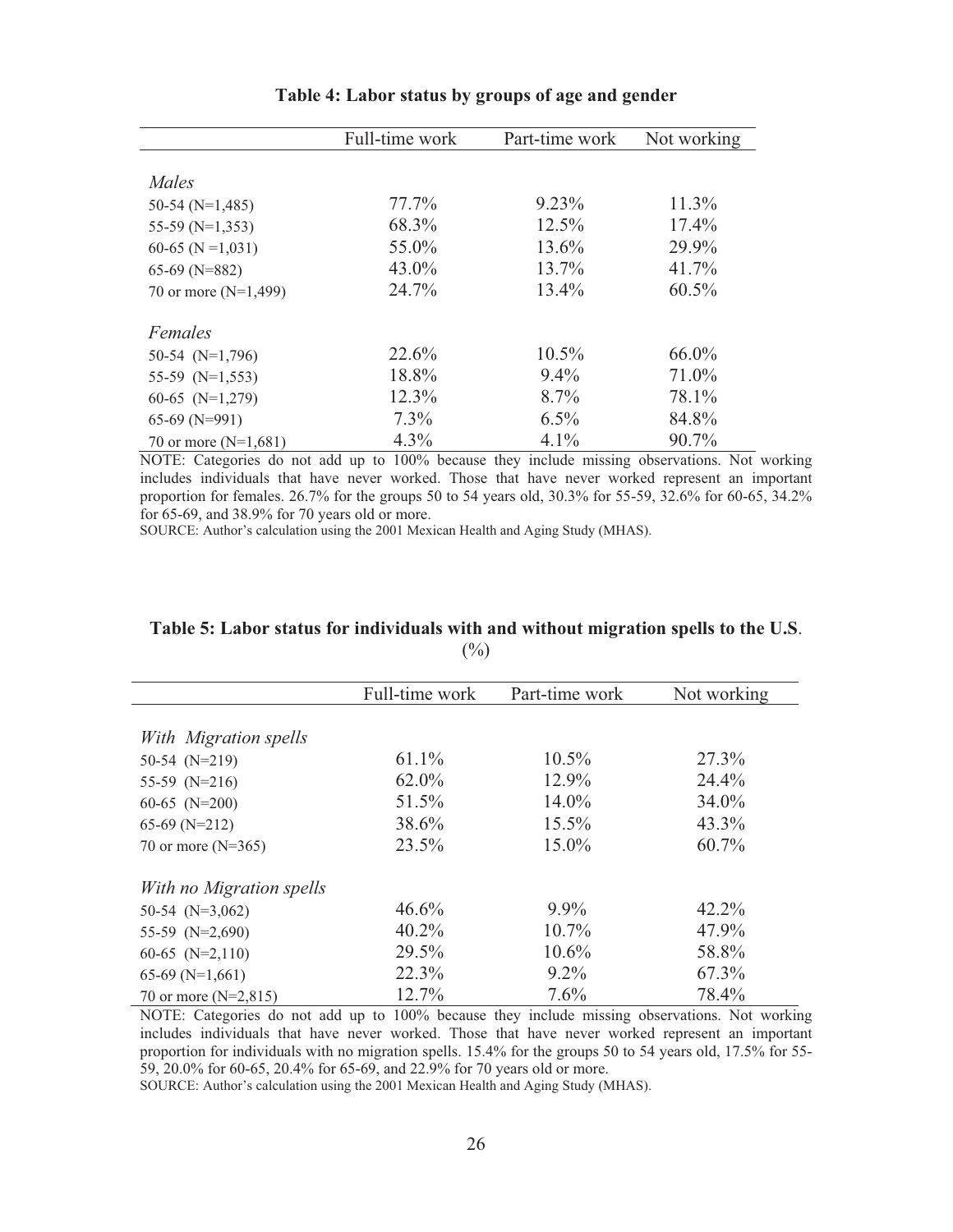**Table 4: Labor status by groups of age and gender**

| | Full-time work | Part-time work | Not working |
|---|---|---|---|
| *Males* | | | |
| 50-54 (N=1,485) | 77.7% | 9.23% | 11.3% |
| 55-59 (N=1,353) | 68.3% | 12.5% | 17.4% |
| 60-65 (N =1,031) | 55.0% | 13.6% | 29.9% |
| 65-69 (N=882) | 43.0% | 13.7% | 41.7% |
| 70 or more (N=1,499) | 24.7% | 13.4% | 60.5% |
| *Females* | | | |
| 50-54 (N=1,796) | 22.6% | 10.5% | 66.0% |
| 55-59 (N=1,553) | 18.8% | 9.4% | 71.0% |
| 60-65 (N=1,279) | 12.3% | 8.7% | 78.1% |
| 65-69 (N=991) | 7.3% | 6.5% | 84.8% |
| 70 or more (N=1,681) | 4.3% | 4.1% | 90.7% |

NOTE: Categories do not add up to 100% because they include missing observations. Not working includes individuals that have never worked. Those that have never worked represent an important proportion for females. 26.7% for the groups 50 to 54 years old, 30.3% for 55-59, 32.6% for 60-65, 34.2% for 65-69, and 38.9% for 70 years old or more.
SOURCE: Author's calculation using the 2001 Mexican Health and Aging Study (MHAS).

**Table 5: Labor status for individuals with and without migration spells to the U.S.** (%)

| | Full-time work | Part-time work | Not working |
|---|---|---|---|
| *With Migration spells* | | | |
| 50-54 (N=219) | 61.1% | 10.5% | 27.3% |
| 55-59 (N=216) | 62.0% | 12.9% | 24.4% |
| 60-65 (N=200) | 51.5% | 14.0% | 34.0% |
| 65-69 (N=212) | 38.6% | 15.5% | 43.3% |
| 70 or more (N=365) | 23.5% | 15.0% | 60.7% |
| *With no Migration spells* | | | |
| 50-54 (N=3,062) | 46.6% | 9.9% | 42.2% |
| 55-59 (N=2,690) | 40.2% | 10.7% | 47.9% |
| 60-65 (N=2,110) | 29.5% | 10.6% | 58.8% |
| 65-69 (N=1,661) | 22.3% | 9.2% | 67.3% |
| 70 or more (N=2,815) | 12.7% | 7.6% | 78.4% |

NOTE: Categories do not add up to 100% because they include missing observations. Not working includes individuals that have never worked. Those that have never worked represent an important proportion for individuals with no migration spells. 15.4% for the groups 50 to 54 years old, 17.5% for 55-59, 20.0% for 60-65, 20.4% for 65-69, and 22.9% for 70 years old or more.
SOURCE: Author's calculation using the 2001 Mexican Health and Aging Study (MHAS).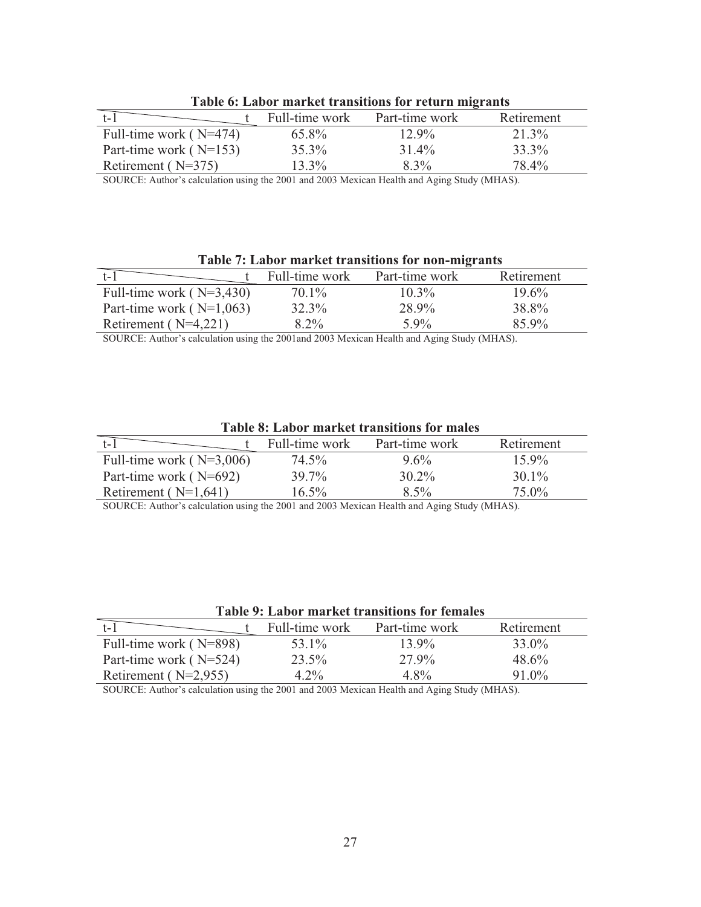**Table 6: Labor market transitions for return migrants**

| t-1 \ t | Full-time work | Part-time work | Retirement |
|---|---|---|---|
| Full-time work ( N=474) | 65.8% | 12.9% | 21.3% |
| Part-time work ( N=153) | 35.3% | 31.4% | 33.3% |
| Retirement ( N=375) | 13.3% | 8.3% | 78.4% |

SOURCE: Author's calculation using the 2001 and 2003 Mexican Health and Aging Study (MHAS).

**Table 7: Labor market transitions for non-migrants**

| t-1 \ t | Full-time work | Part-time work | Retirement |
|---|---|---|---|
| Full-time work ( N=3,430) | 70.1% | 10.3% | 19.6% |
| Part-time work ( N=1,063) | 32.3% | 28.9% | 38.8% |
| Retirement ( N=4,221) | 8.2% | 5.9% | 85.9% |

SOURCE: Author's calculation using the 2001and 2003 Mexican Health and Aging Study (MHAS).

**Table 8: Labor market transitions for males**

| t-1 \ t | Full-time work | Part-time work | Retirement |
|---|---|---|---|
| Full-time work ( N=3,006) | 74.5% | 9.6% | 15.9% |
| Part-time work ( N=692) | 39.7% | 30.2% | 30.1% |
| Retirement ( N=1,641) | 16.5% | 8.5% | 75.0% |

SOURCE: Author's calculation using the 2001 and 2003 Mexican Health and Aging Study (MHAS).

**Table 9: Labor market transitions for females**

| t-1 \ t | Full-time work | Part-time work | Retirement |
|---|---|---|---|
| Full-time work ( N=898) | 53.1% | 13.9% | 33.0% |
| Part-time work ( N=524) | 23.5% | 27.9% | 48.6% |
| Retirement ( N=2,955) | 4.2% | 4.8% | 91.0% |

SOURCE: Author's calculation using the 2001 and 2003 Mexican Health and Aging Study (MHAS).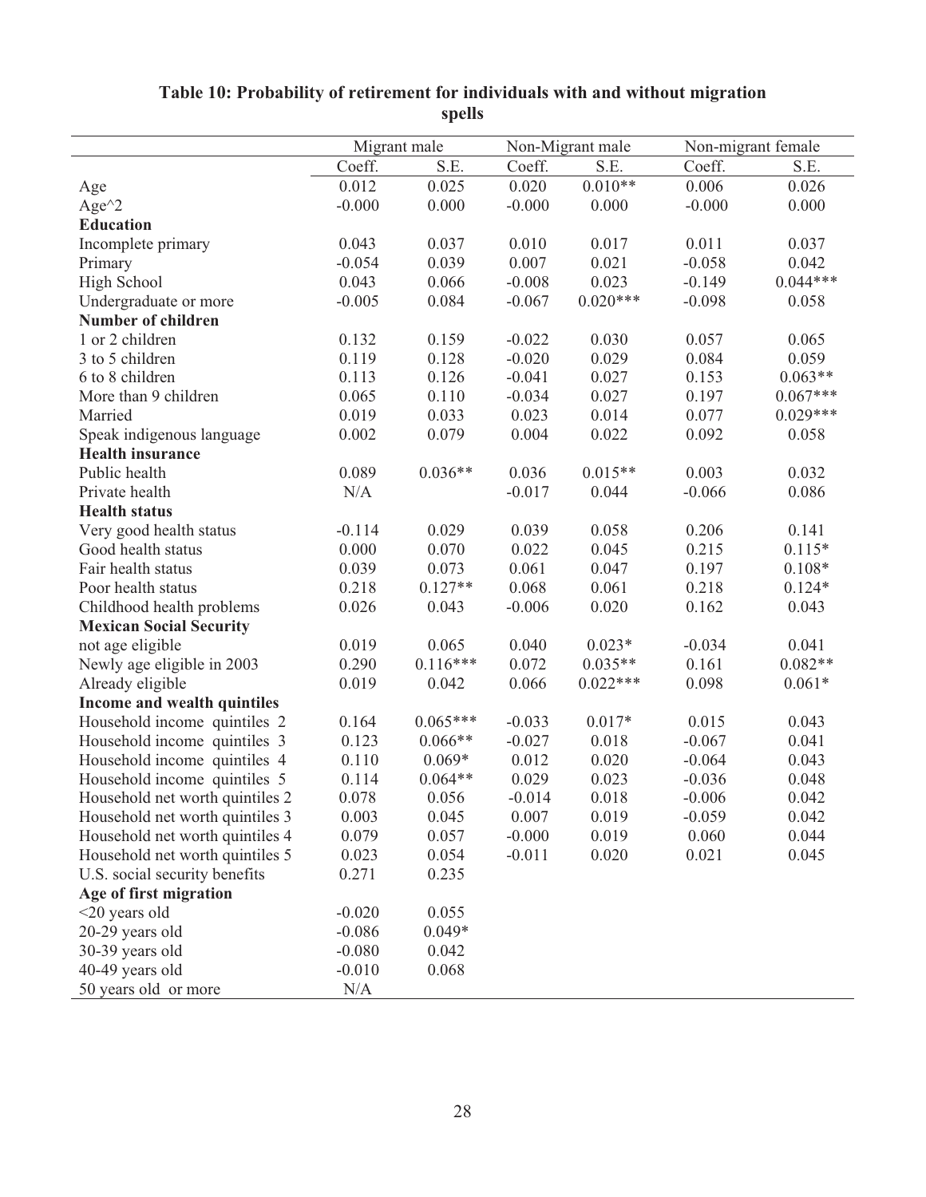**Table 10: Probability of retirement for individuals with and without migration spells**

| | Migrant male | | Non-Migrant male | | Non-migrant female | |
|---|---|---|---|---|---|---|
| | Coeff. | S.E. | Coeff. | S.E. | Coeff. | S.E. |
| Age | 0.012 | 0.025 | 0.020 | 0.010** | 0.006 | 0.026 |
| Age^2 | -0.000 | 0.000 | -0.000 | 0.000 | -0.000 | 0.000 |
| **Education** | | | | | | |
| Incomplete primary | 0.043 | 0.037 | 0.010 | 0.017 | 0.011 | 0.037 |
| Primary | -0.054 | 0.039 | 0.007 | 0.021 | -0.058 | 0.042 |
| High School | 0.043 | 0.066 | -0.008 | 0.023 | -0.149 | 0.044*** |
| Undergraduate or more | -0.005 | 0.084 | -0.067 | 0.020*** | -0.098 | 0.058 |
| **Number of children** | | | | | | |
| 1 or 2 children | 0.132 | 0.159 | -0.022 | 0.030 | 0.057 | 0.065 |
| 3 to 5 children | 0.119 | 0.128 | -0.020 | 0.029 | 0.084 | 0.059 |
| 6 to 8 children | 0.113 | 0.126 | -0.041 | 0.027 | 0.153 | 0.063** |
| More than 9 children | 0.065 | 0.110 | -0.034 | 0.027 | 0.197 | 0.067*** |
| Married | 0.019 | 0.033 | 0.023 | 0.014 | 0.077 | 0.029*** |
| Speak indigenous language | 0.002 | 0.079 | 0.004 | 0.022 | 0.092 | 0.058 |
| **Health insurance** | | | | | | |
| Public health | 0.089 | 0.036** | 0.036 | 0.015** | 0.003 | 0.032 |
| Private health | N/A | | -0.017 | 0.044 | -0.066 | 0.086 |
| **Health status** | | | | | | |
| Very good health status | -0.114 | 0.029 | 0.039 | 0.058 | 0.206 | 0.141 |
| Good health status | 0.000 | 0.070 | 0.022 | 0.045 | 0.215 | 0.115* |
| Fair health status | 0.039 | 0.073 | 0.061 | 0.047 | 0.197 | 0.108* |
| Poor health status | 0.218 | 0.127** | 0.068 | 0.061 | 0.218 | 0.124* |
| Childhood health problems | 0.026 | 0.043 | -0.006 | 0.020 | 0.162 | 0.043 |
| **Mexican Social Security** | | | | | | |
| not age eligible | 0.019 | 0.065 | 0.040 | 0.023* | -0.034 | 0.041 |
| Newly age eligible in 2003 | 0.290 | 0.116*** | 0.072 | 0.035** | 0.161 | 0.082** |
| Already eligible | 0.019 | 0.042 | 0.066 | 0.022*** | 0.098 | 0.061* |
| **Income and wealth quintiles** | | | | | | |
| Household income quintiles 2 | 0.164 | 0.065*** | -0.033 | 0.017* | 0.015 | 0.043 |
| Household income quintiles 3 | 0.123 | 0.066** | -0.027 | 0.018 | -0.067 | 0.041 |
| Household income quintiles 4 | 0.110 | 0.069* | 0.012 | 0.020 | -0.064 | 0.043 |
| Household income quintiles 5 | 0.114 | 0.064** | 0.029 | 0.023 | -0.036 | 0.048 |
| Household net worth quintiles 2 | 0.078 | 0.056 | -0.014 | 0.018 | -0.006 | 0.042 |
| Household net worth quintiles 3 | 0.003 | 0.045 | 0.007 | 0.019 | -0.059 | 0.042 |
| Household net worth quintiles 4 | 0.079 | 0.057 | -0.000 | 0.019 | 0.060 | 0.044 |
| Household net worth quintiles 5 | 0.023 | 0.054 | -0.011 | 0.020 | 0.021 | 0.045 |
| U.S. social security benefits | 0.271 | 0.235 | | | | |
| **Age of first migration** | | | | | | |
| <20 years old | -0.020 | 0.055 | | | | |
| 20-29 years old | -0.086 | 0.049* | | | | |
| 30-39 years old | -0.080 | 0.042 | | | | |
| 40-49 years old | -0.010 | 0.068 | | | | |
| 50 years old or more | N/A | | | | | |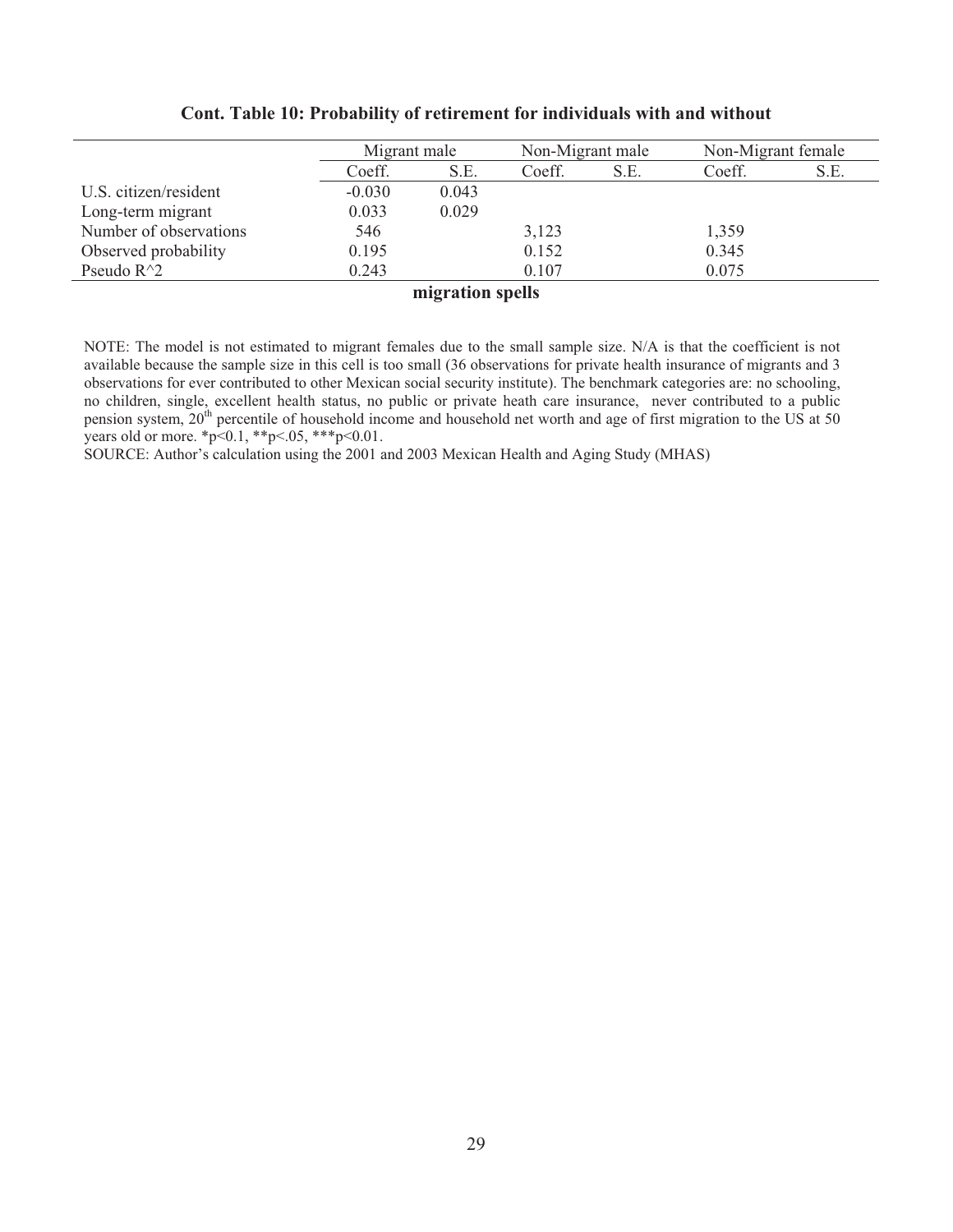**Cont. Table 10: Probability of retirement for individuals with and without migration spells**

| | Migrant male | | Non-Migrant male | | Non-Migrant female | |
|---|---|---|---|---|---|---|
| | Coeff. | S.E. | Coeff. | S.E. | Coeff. | S.E. |
| U.S. citizen/resident | -0.030 | 0.043 | | | | |
| Long-term migrant | 0.033 | 0.029 | | | | |
| Number of observations | 546 | | 3,123 | | 1,359 | |
| Observed probability | 0.195 | | 0.152 | | 0.345 | |
| Pseudo R^2 | 0.243 | | 0.107 | | 0.075 | |

NOTE: The model is not estimated to migrant females due to the small sample size. N/A is that the coefficient is not available because the sample size in this cell is too small (36 observations for private health insurance of migrants and 3 observations for ever contributed to other Mexican social security institute). The benchmark categories are: no schooling, no children, single, excellent health status, no public or private heath care insurance, never contributed to a public pension system, 20th percentile of household income and household net worth and age of first migration to the US at 50 years old or more. *p<0.1, **p<.05, ***p<0.01.

SOURCE: Author's calculation using the 2001 and 2003 Mexican Health and Aging Study (MHAS)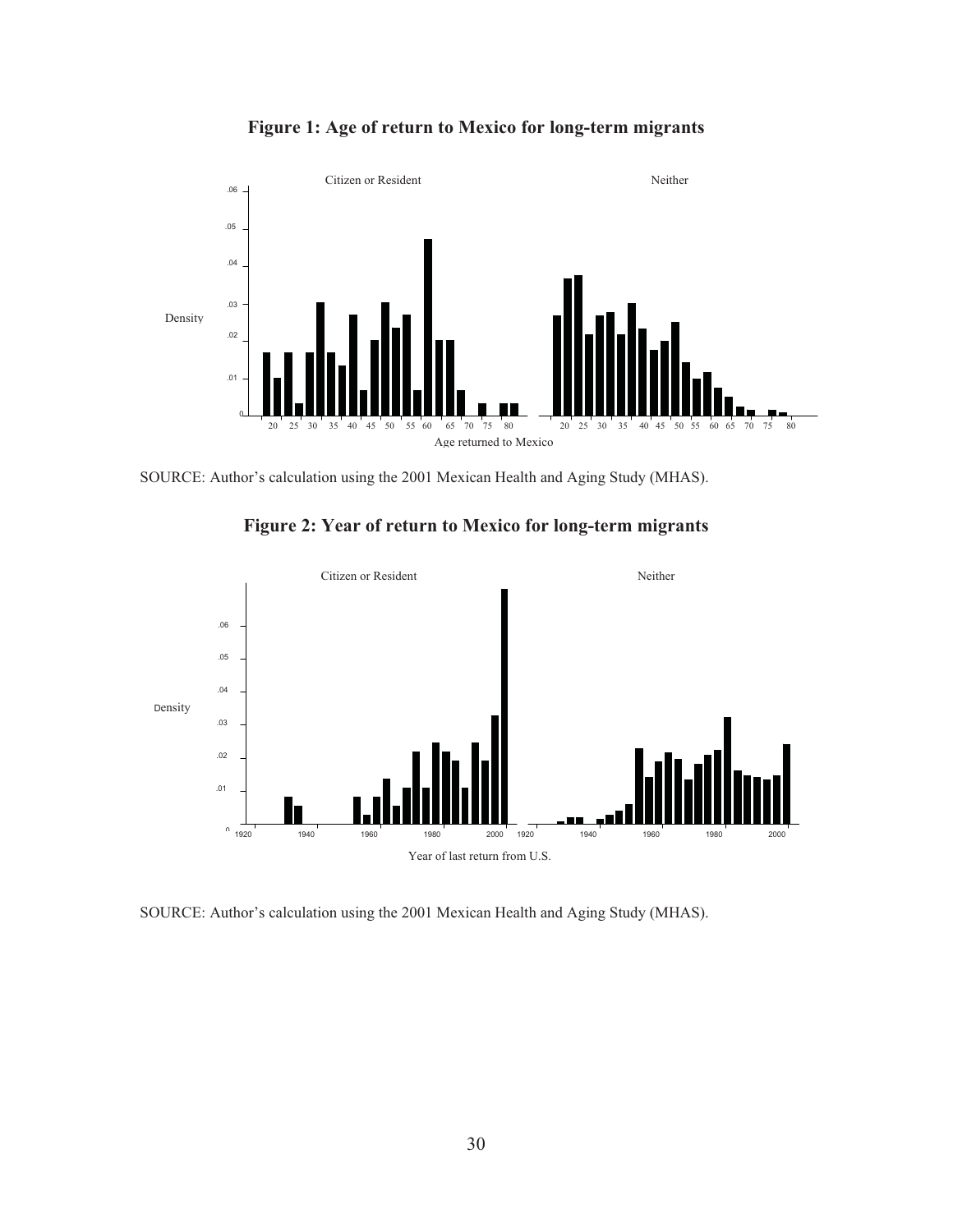**Figure 1: Age of return to Mexico for long-term migrants**

Citizen or Resident

Neither

Density

.06
.05
.04
.03
.02
.01
0

20 25 30 35 40 45 50 55 60 65 70 75 80

20 25 30 35 40 45 50 55 60 65 70 75 80

Age returned to Mexico

SOURCE: Author's calculation using the 2001 Mexican Health and Aging Study (MHAS).

**Figure 2: Year of return to Mexico for long-term migrants**

Citizen or Resident

Neither

Density

.06
.05
.04
.03
.02
.01
0

1920 1940 1960 1980 2000

1920 1940 1960 1980 2000

Year of last return from U.S.

SOURCE: Author's calculation using the 2001 Mexican Health and Aging Study (MHAS).